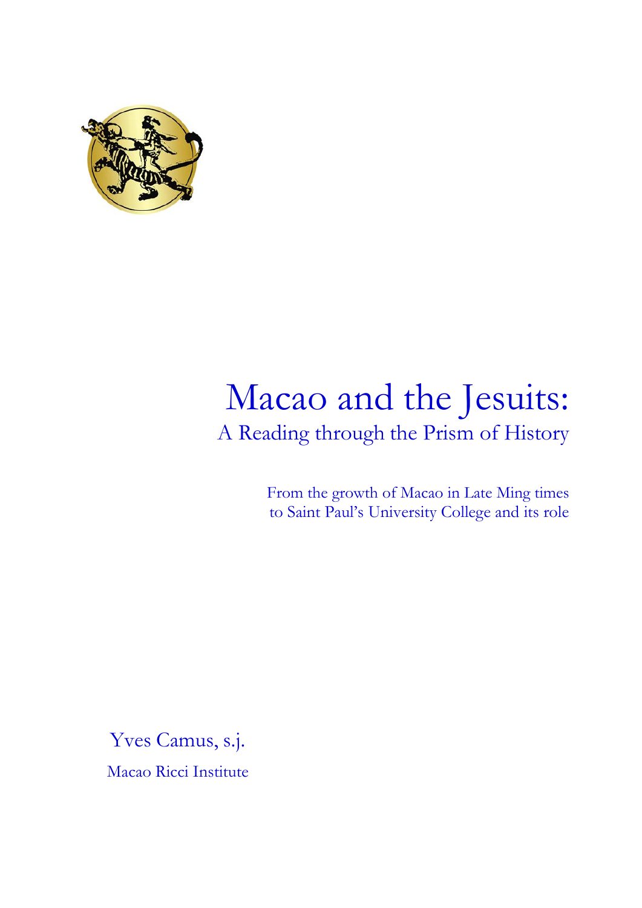# Macao and the Jesuits:

## A Reading through the Prism of History

From the growth of Macao in Late Ming times
to Saint Paul's University College and its role

Yves Camus, s.j.

Macao Ricci Institute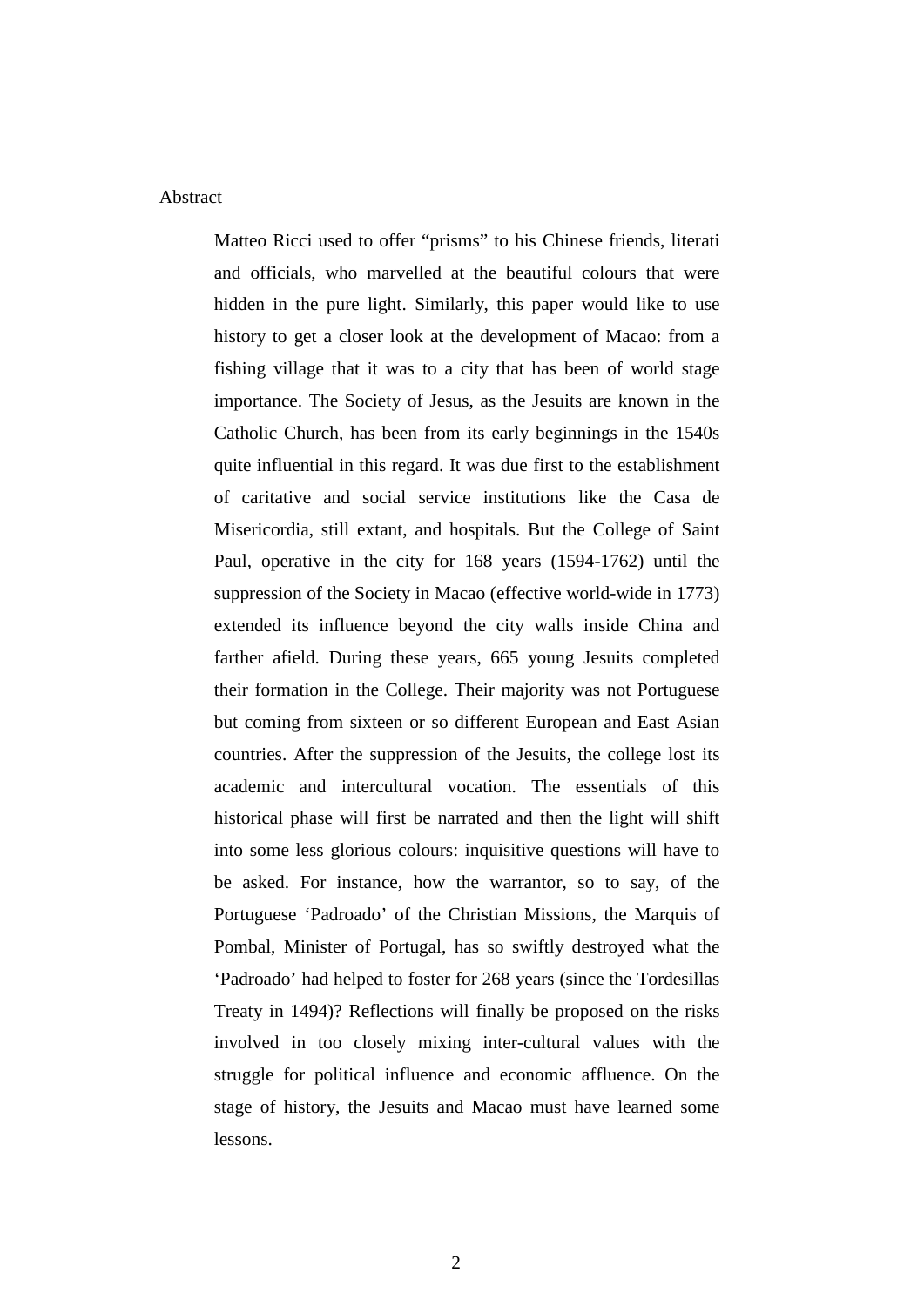## Abstract

Matteo Ricci used to offer “prisms” to his Chinese friends, literati and officials, who marvelled at the beautiful colours that were hidden in the pure light. Similarly, this paper would like to use history to get a closer look at the development of Macao: from a fishing village that it was to a city that has been of world stage importance. The Society of Jesus, as the Jesuits are known in the Catholic Church, has been from its early beginnings in the 1540s quite influential in this regard. It was due first to the establishment of caritative and social service institutions like the Casa de Misericordia, still extant, and hospitals. But the College of Saint Paul, operative in the city for 168 years (1594-1762) until the suppression of the Society in Macao (effective world-wide in 1773) extended its influence beyond the city walls inside China and farther afield. During these years, 665 young Jesuits completed their formation in the College. Their majority was not Portuguese but coming from sixteen or so different European and East Asian countries. After the suppression of the Jesuits, the college lost its academic and intercultural vocation. The essentials of this historical phase will first be narrated and then the light will shift into some less glorious colours: inquisitive questions will have to be asked. For instance, how the warrantor, so to say, of the Portuguese ‘Padroado’ of the Christian Missions, the Marquis of Pombal, Minister of Portugal, has so swiftly destroyed what the ‘Padroado’ had helped to foster for 268 years (since the Tordesillas Treaty in 1494)? Reflections will finally be proposed on the risks involved in too closely mixing inter-cultural values with the struggle for political influence and economic affluence. On the stage of history, the Jesuits and Macao must have learned some lessons.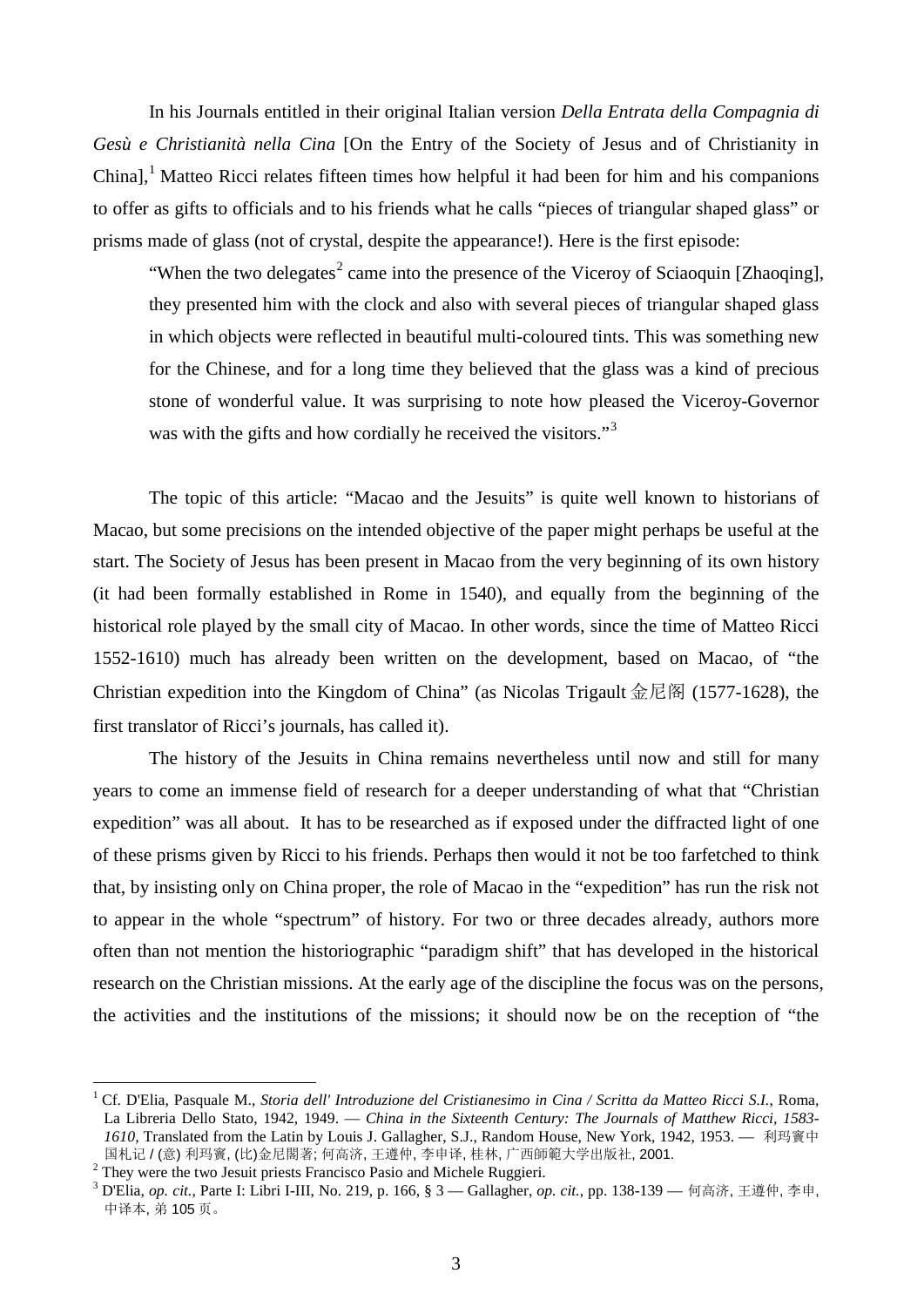In his Journals entitled in their original Italian version *Della Entrata della Compagnia di Gesù e Christianità nella Cina* [On the Entry of the Society of Jesus and of Christianity in China],[1] Matteo Ricci relates fifteen times how helpful it had been for him and his companions to offer as gifts to officials and to his friends what he calls "pieces of triangular shaped glass" or prisms made of glass (not of crystal, despite the appearance!). Here is the first episode:

> "When the two delegates[2] came into the presence of the Viceroy of Sciaoquin [Zhaoqing], they presented him with the clock and also with several pieces of triangular shaped glass in which objects were reflected in beautiful multi-coloured tints. This was something new for the Chinese, and for a long time they believed that the glass was a kind of precious stone of wonderful value. It was surprising to note how pleased the Viceroy-Governor was with the gifts and how cordially he received the visitors."[3]

The topic of this article: "Macao and the Jesuits" is quite well known to historians of Macao, but some precisions on the intended objective of the paper might perhaps be useful at the start. The Society of Jesus has been present in Macao from the very beginning of its own history (it had been formally established in Rome in 1540), and equally from the beginning of the historical role played by the small city of Macao. In other words, since the time of Matteo Ricci 1552-1610) much has already been written on the development, based on Macao, of "the Christian expedition into the Kingdom of China" (as Nicolas Trigault 金尼阁 (1577-1628), the first translator of Ricci's journals, has called it).

The history of the Jesuits in China remains nevertheless until now and still for many years to come an immense field of research for a deeper understanding of what that "Christian expedition" was all about. It has to be researched as if exposed under the diffracted light of one of these prisms given by Ricci to his friends. Perhaps then would it not be too farfetched to think that, by insisting only on China proper, the role of Macao in the "expedition" has run the risk not to appear in the whole "spectrum" of history. For two or three decades already, authors more often than not mention the historiographic "paradigm shift" that has developed in the historical research on the Christian missions. At the early age of the discipline the focus was on the persons, the activities and the institutions of the missions; it should now be on the reception of "the

---

[1] Cf. D'Elia, Pasquale M., *Storia dell' Introduzione del Cristianesimo in Cina / Scritta da Matteo Ricci S.I.*, Roma, La Libreria Dello Stato, 1942, 1949. — *China in the Sixteenth Century: The Journals of Matthew Ricci, 1583-1610*, Translated from the Latin by Louis J. Gallagher, S.J., Random House, New York, 1942, 1953. — 利玛竇中国札记 / (意) 利玛竇, (比)金尼閣著; 何高济, 王遵仲, 李申译, 桂林, 广西師範大学出版社, 2001.

[2] They were the two Jesuit priests Francisco Pasio and Michele Ruggieri.

[3] D'Elia, *op. cit.*, Parte I: Libri I-III, No. 219, p. 166, § 3 — Gallagher, *op. cit.*, pp. 138-139 — 何高济, 王遵仲, 李申, 中译本, 弟 105 页。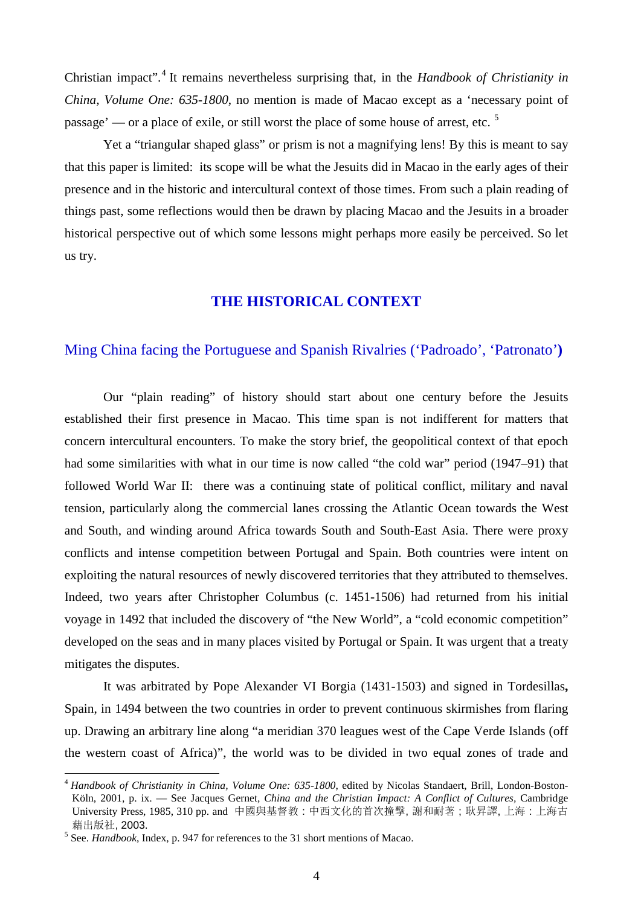Christian impact”.[4] It remains nevertheless surprising that, in the *Handbook of Christianity in China, Volume One: 635-1800*, no mention is made of Macao except as a ‘necessary point of passage’ — or a place of exile, or still worst the place of some house of arrest, etc. [5]

Yet a “triangular shaped glass” or prism is not a magnifying lens! By this is meant to say that this paper is limited: its scope will be what the Jesuits did in Macao in the early ages of their presence and in the historic and intercultural context of those times. From such a plain reading of things past, some reflections would then be drawn by placing Macao and the Jesuits in a broader historical perspective out of which some lessons might perhaps more easily be perceived. So let us try.

## THE HISTORICAL CONTEXT

### Ming China facing the Portuguese and Spanish Rivalries (‘Padroado’, ‘Patronato’)

Our “plain reading” of history should start about one century before the Jesuits established their first presence in Macao. This time span is not indifferent for matters that concern intercultural encounters. To make the story brief, the geopolitical context of that epoch had some similarities with what in our time is now called “the cold war” period (1947–91) that followed World War II: there was a continuing state of political conflict, military and naval tension, particularly along the commercial lanes crossing the Atlantic Ocean towards the West and South, and winding around Africa towards South and South-East Asia. There were proxy conflicts and intense competition between Portugal and Spain. Both countries were intent on exploiting the natural resources of newly discovered territories that they attributed to themselves. Indeed, two years after Christopher Columbus (c. 1451-1506) had returned from his initial voyage in 1492 that included the discovery of “the New World”, a “cold economic competition” developed on the seas and in many places visited by Portugal or Spain. It was urgent that a treaty mitigates the disputes.

It was arbitrated by Pope Alexander VI Borgia (1431-1503) and signed in Tordesillas**,** Spain, in 1494 between the two countries in order to prevent continuous skirmishes from flaring up. Drawing an arbitrary line along “a meridian 370 leagues west of the Cape Verde Islands (off the western coast of Africa)”, the world was to be divided in two equal zones of trade and

---

[4] *Handbook of Christianity in China, Volume One: 635-1800*, edited by Nicolas Standaert, Brill, London-Boston-Köln, 2001, p. ix. — See Jacques Gernet, *China and the Christian Impact: A Conflict of Cultures*, Cambridge University Press, 1985, 310 pp. and 中國與基督教：中西文化的首次撞擊, 謝和耐著；耿昇譯, 上海：上海古藉出版社, 2003.

[5] See. *Handbook*, Index, p. 947 for references to the 31 short mentions of Macao.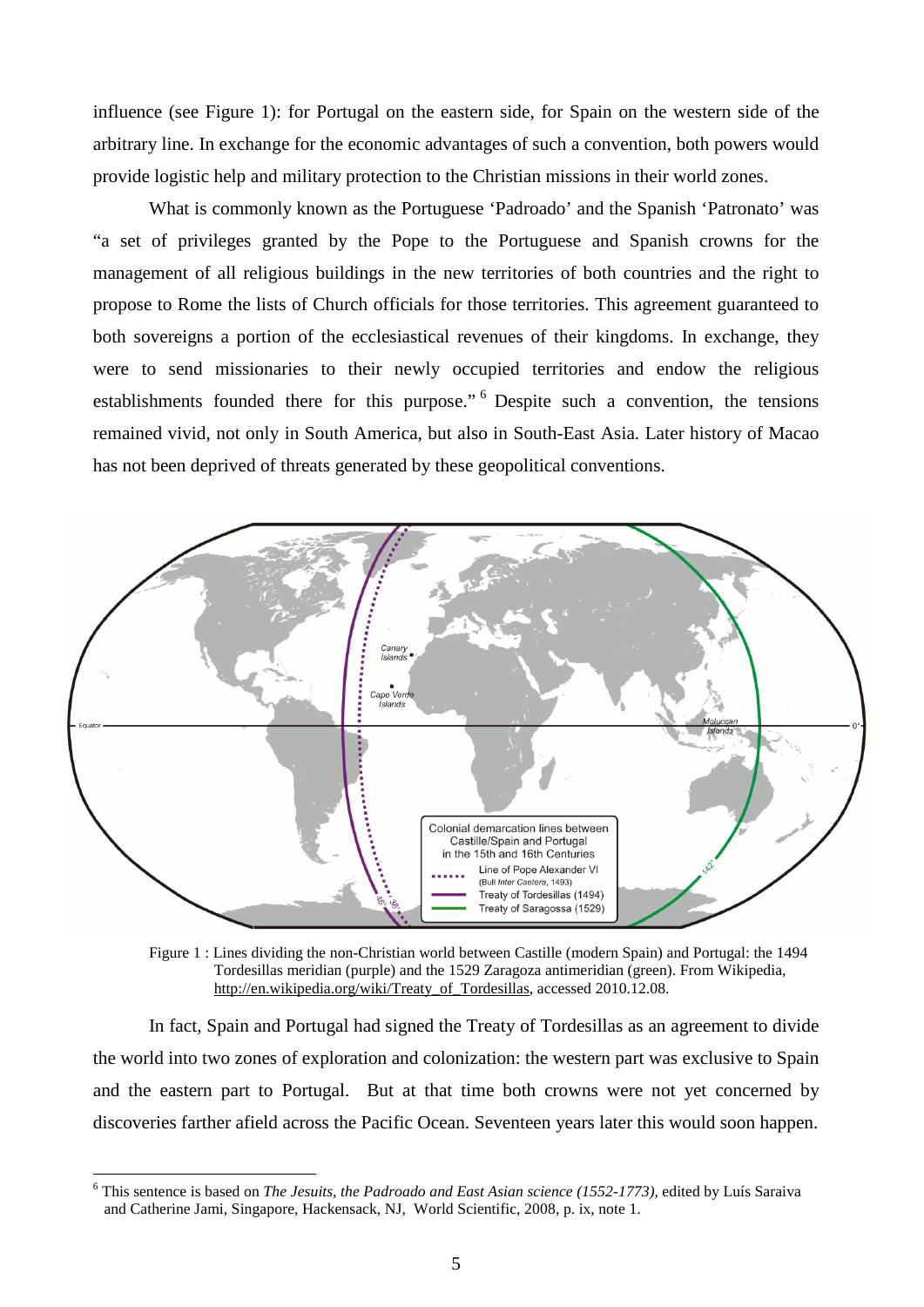influence (see Figure 1): for Portugal on the eastern side, for Spain on the western side of the arbitrary line. In exchange for the economic advantages of such a convention, both powers would provide logistic help and military protection to the Christian missions in their world zones.

What is commonly known as the Portuguese 'Padroado' and the Spanish 'Patronato' was "a set of privileges granted by the Pope to the Portuguese and Spanish crowns for the management of all religious buildings in the new territories of both countries and the right to propose to Rome the lists of Church officials for those territories. This agreement guaranteed to both sovereigns a portion of the ecclesiastical revenues of their kingdoms. In exchange, they were to send missionaries to their newly occupied territories and endow the religious establishments founded there for this purpose." [6] Despite such a convention, the tensions remained vivid, not only in South America, but also in South-East Asia. Later history of Macao has not been deprived of threats generated by these geopolitical conventions.

Figure 1 : Lines dividing the non-Christian world between Castille (modern Spain) and Portugal: the 1494 Tordesillas meridian (purple) and the 1529 Zaragoza antimeridian (green). From Wikipedia, http://en.wikipedia.org/wiki/Treaty_of_Tordesillas, accessed 2010.12.08.

In fact, Spain and Portugal had signed the Treaty of Tordesillas as an agreement to divide the world into two zones of exploration and colonization: the western part was exclusive to Spain and the eastern part to Portugal. But at that time both crowns were not yet concerned by discoveries farther afield across the Pacific Ocean. Seventeen years later this would soon happen.

[6] This sentence is based on *The Jesuits, the Padroado and East Asian science (1552-1773)*, edited by Luís Saraiva and Catherine Jami, Singapore, Hackensack, NJ, World Scientific, 2008, p. ix, note 1.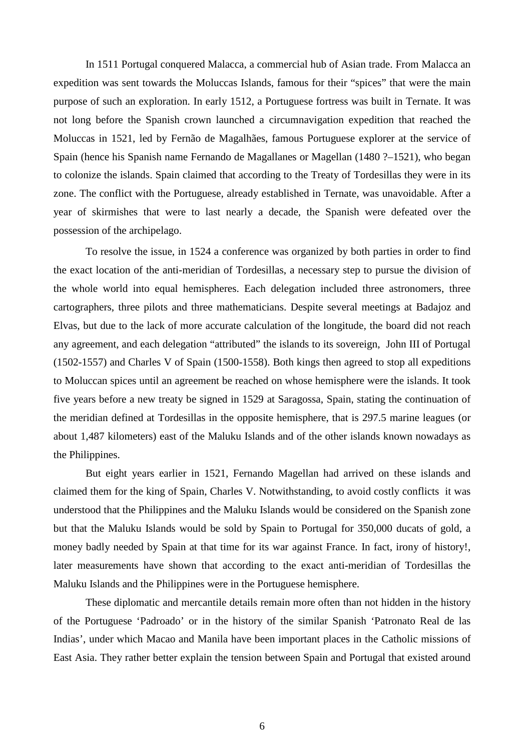In 1511 Portugal conquered Malacca, a commercial hub of Asian trade. From Malacca an expedition was sent towards the Moluccas Islands, famous for their "spices" that were the main purpose of such an exploration. In early 1512, a Portuguese fortress was built in Ternate. It was not long before the Spanish crown launched a circumnavigation expedition that reached the Moluccas in 1521, led by Fernão de Magalhães, famous Portuguese explorer at the service of Spain (hence his Spanish name Fernando de Magallanes or Magellan (1480 ?–1521), who began to colonize the islands. Spain claimed that according to the Treaty of Tordesillas they were in its zone. The conflict with the Portuguese, already established in Ternate, was unavoidable. After a year of skirmishes that were to last nearly a decade, the Spanish were defeated over the possession of the archipelago.

To resolve the issue, in 1524 a conference was organized by both parties in order to find the exact location of the anti-meridian of Tordesillas, a necessary step to pursue the division of the whole world into equal hemispheres. Each delegation included three astronomers, three cartographers, three pilots and three mathematicians. Despite several meetings at Badajoz and Elvas, but due to the lack of more accurate calculation of the longitude, the board did not reach any agreement, and each delegation "attributed" the islands to its sovereign, John III of Portugal (1502-1557) and Charles V of Spain (1500-1558). Both kings then agreed to stop all expeditions to Moluccan spices until an agreement be reached on whose hemisphere were the islands. It took five years before a new treaty be signed in 1529 at Saragossa, Spain, stating the continuation of the meridian defined at Tordesillas in the opposite hemisphere, that is 297.5 marine leagues (or about 1,487 kilometers) east of the Maluku Islands and of the other islands known nowadays as the Philippines.

But eight years earlier in 1521, Fernando Magellan had arrived on these islands and claimed them for the king of Spain, Charles V. Notwithstanding, to avoid costly conflicts it was understood that the Philippines and the Maluku Islands would be considered on the Spanish zone but that the Maluku Islands would be sold by Spain to Portugal for 350,000 ducats of gold, a money badly needed by Spain at that time for its war against France. In fact, irony of history!, later measurements have shown that according to the exact anti-meridian of Tordesillas the Maluku Islands and the Philippines were in the Portuguese hemisphere.

These diplomatic and mercantile details remain more often than not hidden in the history of the Portuguese 'Padroado' or in the history of the similar Spanish 'Patronato Real de las Indias', under which Macao and Manila have been important places in the Catholic missions of East Asia. They rather better explain the tension between Spain and Portugal that existed around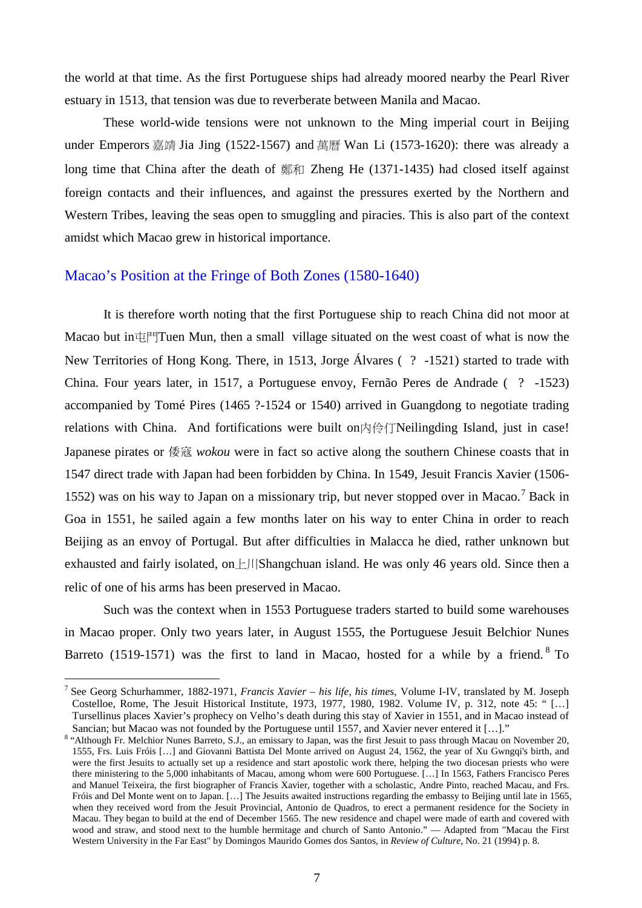the world at that time. As the first Portuguese ships had already moored nearby the Pearl River estuary in 1513, that tension was due to reverberate between Manila and Macao.

These world-wide tensions were not unknown to the Ming imperial court in Beijing under Emperors 嘉靖 Jia Jing (1522-1567) and 萬曆 Wan Li (1573-1620): there was already a long time that China after the death of 鄭和 Zheng He (1371-1435) had closed itself against foreign contacts and their influences, and against the pressures exerted by the Northern and Western Tribes, leaving the seas open to smuggling and piracies. This is also part of the context amidst which Macao grew in historical importance.

## Macao's Position at the Fringe of Both Zones (1580-1640)

It is therefore worth noting that the first Portuguese ship to reach China did not moor at Macao but in屯門Tuen Mun, then a small village situated on the west coast of what is now the New Territories of Hong Kong. There, in 1513, Jorge Álvares ( ? -1521) started to trade with China. Four years later, in 1517, a Portuguese envoy, Fernão Peres de Andrade ( ? -1523) accompanied by Tomé Pires (1465 ?-1524 or 1540) arrived in Guangdong to negotiate trading relations with China. And fortifications were built on内伶仃Neilingding Island, just in case! Japanese pirates or 倭寇 *wokou* were in fact so active along the southern Chinese coasts that in 1547 direct trade with Japan had been forbidden by China. In 1549, Jesuit Francis Xavier (1506-1552) was on his way to Japan on a missionary trip, but never stopped over in Macao.[7] Back in Goa in 1551, he sailed again a few months later on his way to enter China in order to reach Beijing as an envoy of Portugal. But after difficulties in Malacca he died, rather unknown but exhausted and fairly isolated, on上川Shangchuan island. He was only 46 years old. Since then a relic of one of his arms has been preserved in Macao.

Such was the context when in 1553 Portuguese traders started to build some warehouses in Macao proper. Only two years later, in August 1555, the Portuguese Jesuit Belchior Nunes Barreto (1519-1571) was the first to land in Macao, hosted for a while by a friend.[8] To

---

[7] See Georg Schurhammer, 1882-1971, *Francis Xavier – his life, his times*, Volume I-IV, translated by M. Joseph Costelloe, Rome, The Jesuit Historical Institute, 1973, 1977, 1980, 1982. Volume IV, p. 312, note 45: " […] Tursellinus places Xavier's prophecy on Velho's death during this stay of Xavier in 1551, and in Macao instead of Sancian; but Macao was not founded by the Portuguese until 1557, and Xavier never entered it […]."

[8] "Although Fr. Melchior Nunes Barreto, S.J., an emissary to Japan, was the first Jesuit to pass through Macau on November 20, 1555, Frs. Luis Fróis […] and Giovanni Battista Del Monte arrived on August 24, 1562, the year of Xu Gwngqi's birth, and were the first Jesuits to actually set up a residence and start apostolic work there, helping the two diocesan priests who were there ministering to the 5,000 inhabitants of Macau, among whom were 600 Portuguese. […] In 1563, Fathers Francisco Peres and Manuel Teixeira, the first biographer of Francis Xavier, together with a scholastic, Andre Pinto, reached Macau, and Frs. Fróis and Del Monte went on to Japan. […] The Jesuits awaited instructions regarding the embassy to Beijing until late in 1565, when they received word from the Jesuit Provincial, Antonio de Quadros, to erect a permanent residence for the Society in Macau. They began to build at the end of December 1565. The new residence and chapel were made of earth and covered with wood and straw, and stood next to the humble hermitage and church of Santo Antonio." — Adapted from "Macau the First Western University in the Far East" by Domingos Maurido Gomes dos Santos, in *Review of Culture*, No. 21 (1994) p. 8.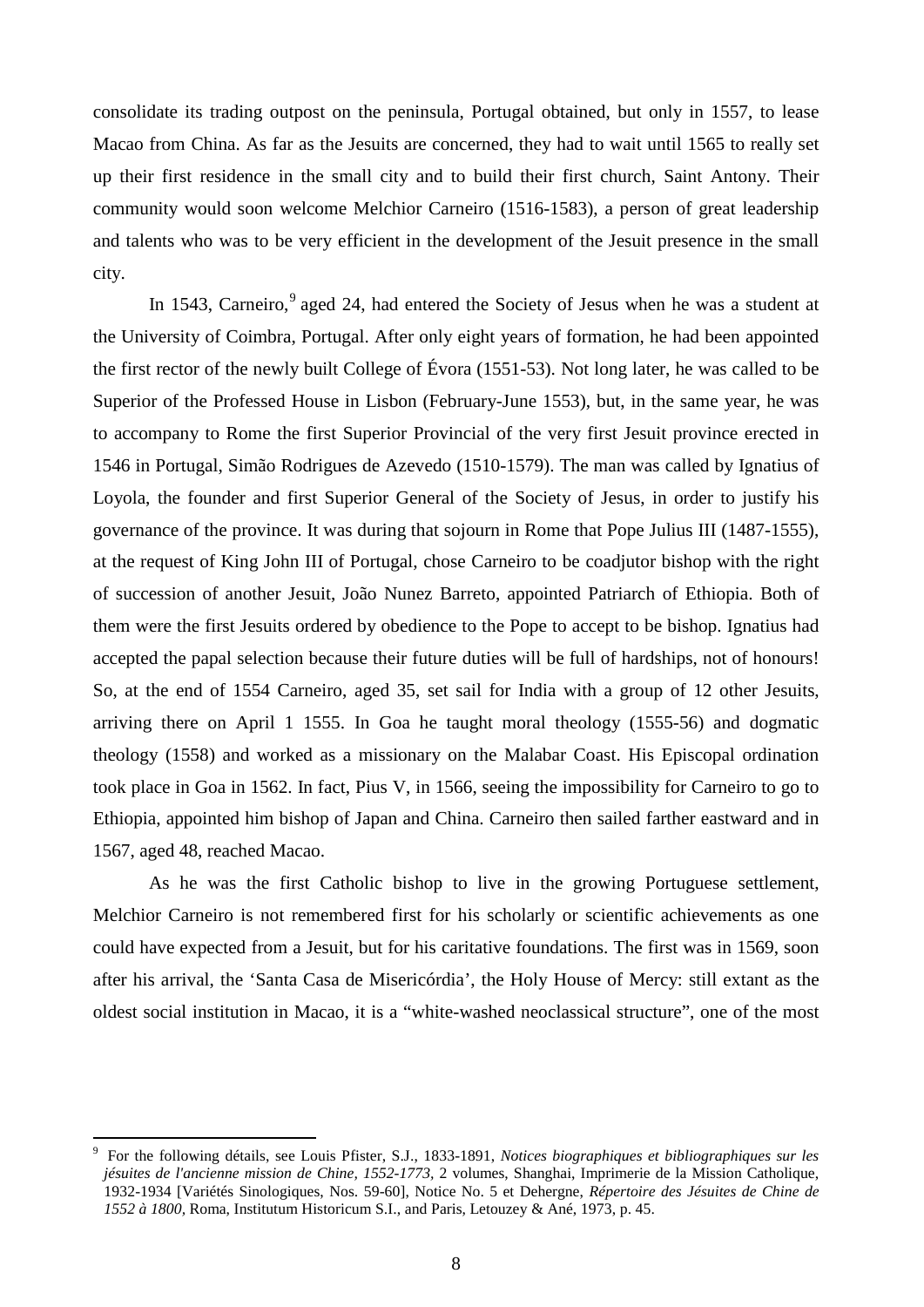consolidate its trading outpost on the peninsula, Portugal obtained, but only in 1557, to lease Macao from China. As far as the Jesuits are concerned, they had to wait until 1565 to really set up their first residence in the small city and to build their first church, Saint Antony. Their community would soon welcome Melchior Carneiro (1516-1583), a person of great leadership and talents who was to be very efficient in the development of the Jesuit presence in the small city.

In 1543, Carneiro,[9] aged 24, had entered the Society of Jesus when he was a student at the University of Coimbra, Portugal. After only eight years of formation, he had been appointed the first rector of the newly built College of Évora (1551-53). Not long later, he was called to be Superior of the Professed House in Lisbon (February-June 1553), but, in the same year, he was to accompany to Rome the first Superior Provincial of the very first Jesuit province erected in 1546 in Portugal, Simão Rodrigues de Azevedo (1510-1579). The man was called by Ignatius of Loyola, the founder and first Superior General of the Society of Jesus, in order to justify his governance of the province. It was during that sojourn in Rome that Pope Julius III (1487-1555), at the request of King John III of Portugal, chose Carneiro to be coadjutor bishop with the right of succession of another Jesuit, João Nunez Barreto, appointed Patriarch of Ethiopia. Both of them were the first Jesuits ordered by obedience to the Pope to accept to be bishop. Ignatius had accepted the papal selection because their future duties will be full of hardships, not of honours! So, at the end of 1554 Carneiro, aged 35, set sail for India with a group of 12 other Jesuits, arriving there on April 1 1555. In Goa he taught moral theology (1555-56) and dogmatic theology (1558) and worked as a missionary on the Malabar Coast. His Episcopal ordination took place in Goa in 1562. In fact, Pius V, in 1566, seeing the impossibility for Carneiro to go to Ethiopia, appointed him bishop of Japan and China. Carneiro then sailed farther eastward and in 1567, aged 48, reached Macao.

As he was the first Catholic bishop to live in the growing Portuguese settlement, Melchior Carneiro is not remembered first for his scholarly or scientific achievements as one could have expected from a Jesuit, but for his caritative foundations. The first was in 1569, soon after his arrival, the 'Santa Casa de Misericórdia', the Holy House of Mercy: still extant as the oldest social institution in Macao, it is a "white-washed neoclassical structure", one of the most

---

[9] For the following détails, see Louis Pfister, S.J., 1833-1891, *Notices biographiques et bibliographiques sur les jésuites de l'ancienne mission de Chine, 1552-1773*, 2 volumes, Shanghai, Imprimerie de la Mission Catholique, 1932-1934 [Variétés Sinologiques, Nos. 59-60], Notice No. 5 et Dehergne, *Répertoire des Jésuites de Chine de 1552 à 1800*, Roma, Institutum Historicum S.I., and Paris, Letouzey & Ané, 1973, p. 45.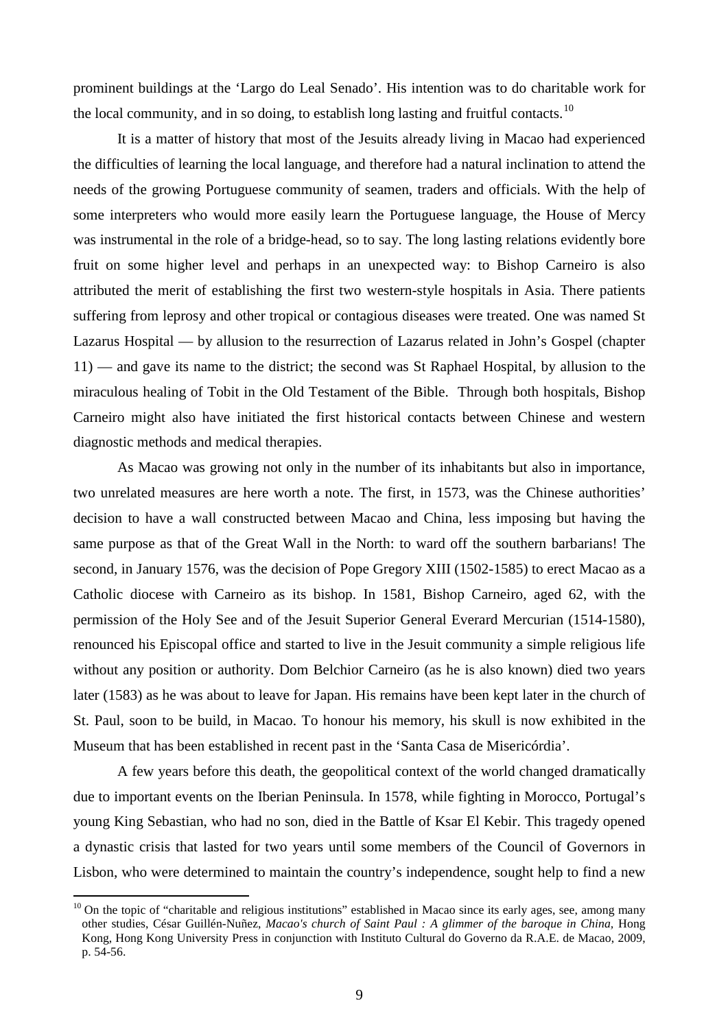prominent buildings at the 'Largo do Leal Senado'. His intention was to do charitable work for the local community, and in so doing, to establish long lasting and fruitful contacts.[10]

It is a matter of history that most of the Jesuits already living in Macao had experienced the difficulties of learning the local language, and therefore had a natural inclination to attend the needs of the growing Portuguese community of seamen, traders and officials. With the help of some interpreters who would more easily learn the Portuguese language, the House of Mercy was instrumental in the role of a bridge-head, so to say. The long lasting relations evidently bore fruit on some higher level and perhaps in an unexpected way: to Bishop Carneiro is also attributed the merit of establishing the first two western-style hospitals in Asia. There patients suffering from leprosy and other tropical or contagious diseases were treated. One was named St Lazarus Hospital — by allusion to the resurrection of Lazarus related in John's Gospel (chapter 11) — and gave its name to the district; the second was St Raphael Hospital, by allusion to the miraculous healing of Tobit in the Old Testament of the Bible. Through both hospitals, Bishop Carneiro might also have initiated the first historical contacts between Chinese and western diagnostic methods and medical therapies.

As Macao was growing not only in the number of its inhabitants but also in importance, two unrelated measures are here worth a note. The first, in 1573, was the Chinese authorities' decision to have a wall constructed between Macao and China, less imposing but having the same purpose as that of the Great Wall in the North: to ward off the southern barbarians! The second, in January 1576, was the decision of Pope Gregory XIII (1502-1585) to erect Macao as a Catholic diocese with Carneiro as its bishop. In 1581, Bishop Carneiro, aged 62, with the permission of the Holy See and of the Jesuit Superior General Everard Mercurian (1514-1580), renounced his Episcopal office and started to live in the Jesuit community a simple religious life without any position or authority. Dom Belchior Carneiro (as he is also known) died two years later (1583) as he was about to leave for Japan. His remains have been kept later in the church of St. Paul, soon to be build, in Macao. To honour his memory, his skull is now exhibited in the Museum that has been established in recent past in the 'Santa Casa de Misericórdia'.

A few years before this death, the geopolitical context of the world changed dramatically due to important events on the Iberian Peninsula. In 1578, while fighting in Morocco, Portugal's young King Sebastian, who had no son, died in the Battle of Ksar El Kebir. This tragedy opened a dynastic crisis that lasted for two years until some members of the Council of Governors in Lisbon, who were determined to maintain the country's independence, sought help to find a new

---

[10] On the topic of "charitable and religious institutions" established in Macao since its early ages, see, among many other studies, César Guillén-Nuñez, *Macao's church of Saint Paul : A glimmer of the baroque in China,* Hong Kong, Hong Kong University Press in conjunction with Instituto Cultural do Governo da R.A.E. de Macao, 2009, p. 54-56.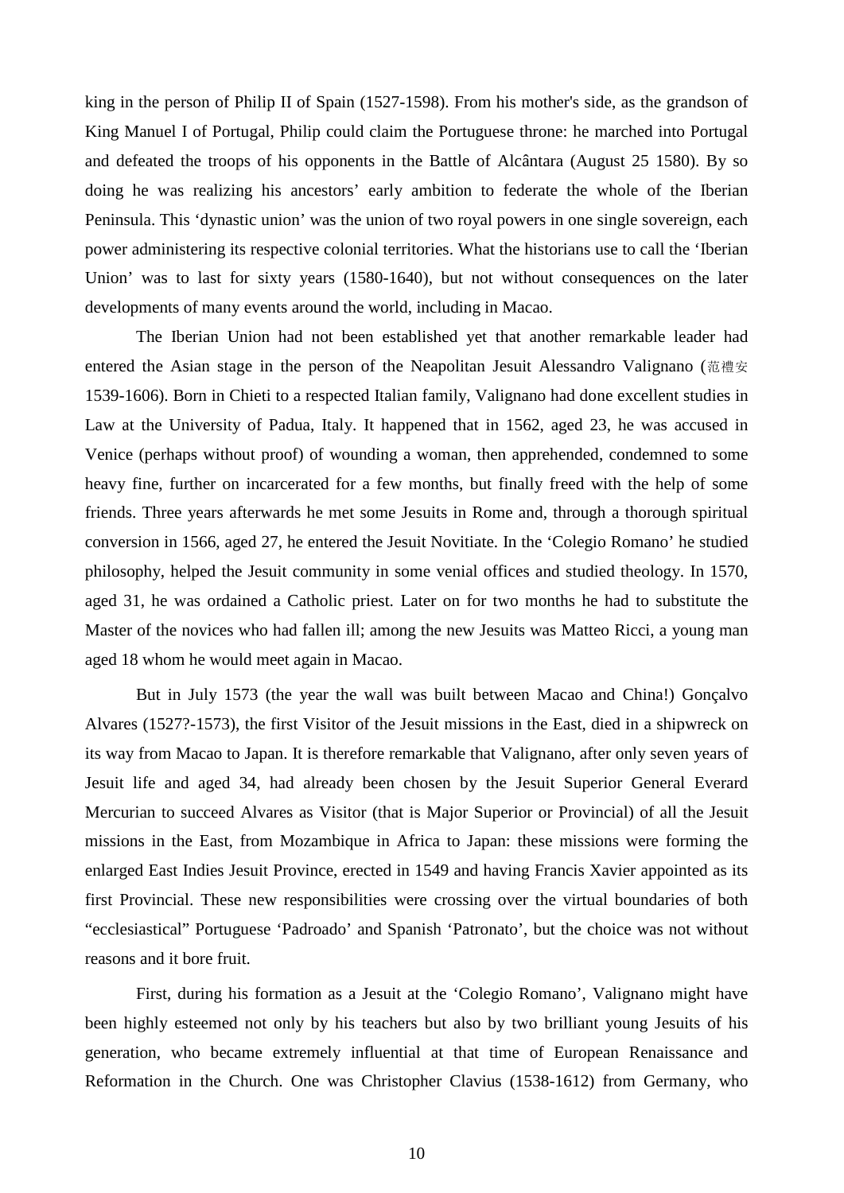king in the person of Philip II of Spain (1527-1598). From his mother's side, as the grandson of King Manuel I of Portugal, Philip could claim the Portuguese throne: he marched into Portugal and defeated the troops of his opponents in the Battle of Alcântara (August 25 1580). By so doing he was realizing his ancestors' early ambition to federate the whole of the Iberian Peninsula. This 'dynastic union' was the union of two royal powers in one single sovereign, each power administering its respective colonial territories. What the historians use to call the 'Iberian Union' was to last for sixty years (1580-1640), but not without consequences on the later developments of many events around the world, including in Macao.

The Iberian Union had not been established yet that another remarkable leader had entered the Asian stage in the person of the Neapolitan Jesuit Alessandro Valignano (范禮安 1539-1606). Born in Chieti to a respected Italian family, Valignano had done excellent studies in Law at the University of Padua, Italy. It happened that in 1562, aged 23, he was accused in Venice (perhaps without proof) of wounding a woman, then apprehended, condemned to some heavy fine, further on incarcerated for a few months, but finally freed with the help of some friends. Three years afterwards he met some Jesuits in Rome and, through a thorough spiritual conversion in 1566, aged 27, he entered the Jesuit Novitiate. In the 'Colegio Romano' he studied philosophy, helped the Jesuit community in some venial offices and studied theology. In 1570, aged 31, he was ordained a Catholic priest. Later on for two months he had to substitute the Master of the novices who had fallen ill; among the new Jesuits was Matteo Ricci, a young man aged 18 whom he would meet again in Macao.

But in July 1573 (the year the wall was built between Macao and China!) Gonçalvo Alvares (1527?-1573), the first Visitor of the Jesuit missions in the East, died in a shipwreck on its way from Macao to Japan. It is therefore remarkable that Valignano, after only seven years of Jesuit life and aged 34, had already been chosen by the Jesuit Superior General Everard Mercurian to succeed Alvares as Visitor (that is Major Superior or Provincial) of all the Jesuit missions in the East, from Mozambique in Africa to Japan: these missions were forming the enlarged East Indies Jesuit Province, erected in 1549 and having Francis Xavier appointed as its first Provincial. These new responsibilities were crossing over the virtual boundaries of both "ecclesiastical" Portuguese 'Padroado' and Spanish 'Patronato', but the choice was not without reasons and it bore fruit.

First, during his formation as a Jesuit at the 'Colegio Romano', Valignano might have been highly esteemed not only by his teachers but also by two brilliant young Jesuits of his generation, who became extremely influential at that time of European Renaissance and Reformation in the Church. One was Christopher Clavius (1538-1612) from Germany, who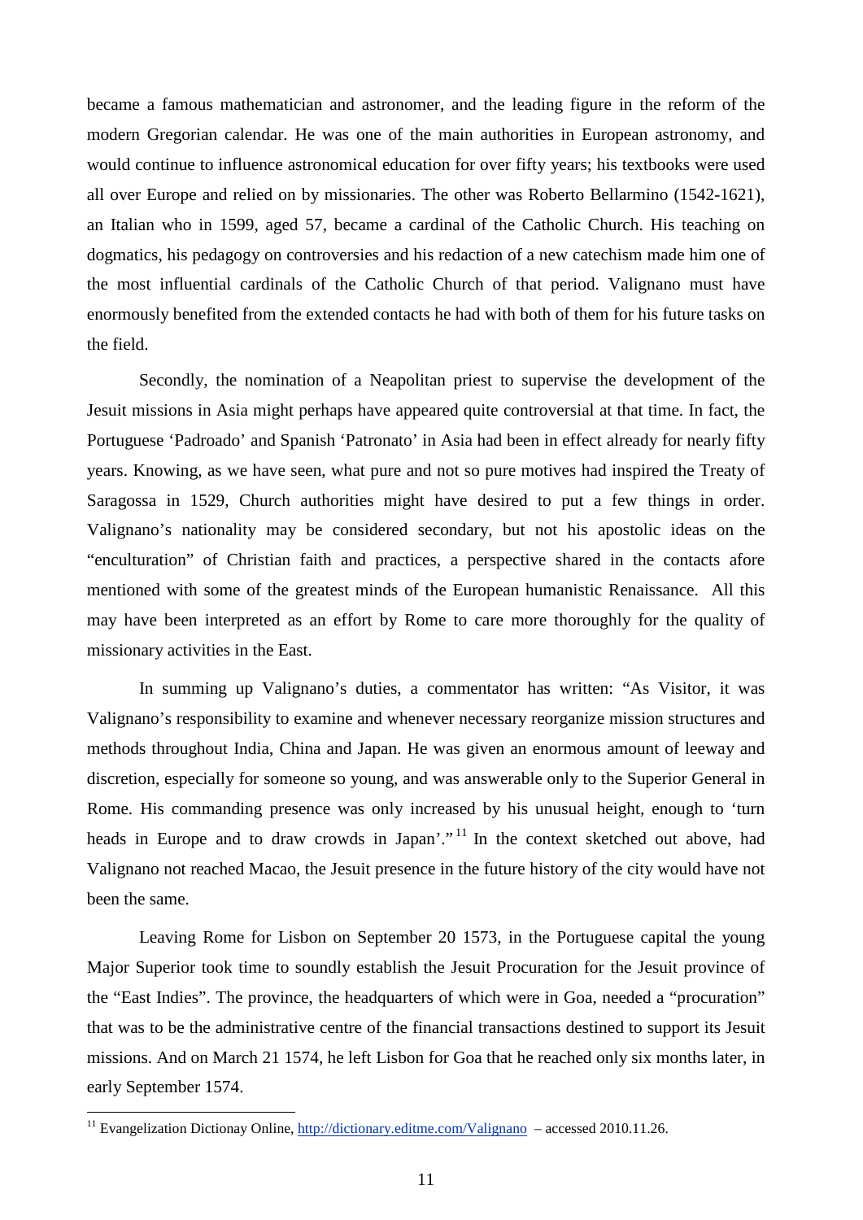became a famous mathematician and astronomer, and the leading figure in the reform of the modern Gregorian calendar. He was one of the main authorities in European astronomy, and would continue to influence astronomical education for over fifty years; his textbooks were used all over Europe and relied on by missionaries. The other was Roberto Bellarmino (1542-1621), an Italian who in 1599, aged 57, became a cardinal of the Catholic Church. His teaching on dogmatics, his pedagogy on controversies and his redaction of a new catechism made him one of the most influential cardinals of the Catholic Church of that period. Valignano must have enormously benefited from the extended contacts he had with both of them for his future tasks on the field.

Secondly, the nomination of a Neapolitan priest to supervise the development of the Jesuit missions in Asia might perhaps have appeared quite controversial at that time. In fact, the Portuguese 'Padroado' and Spanish 'Patronato' in Asia had been in effect already for nearly fifty years. Knowing, as we have seen, what pure and not so pure motives had inspired the Treaty of Saragossa in 1529, Church authorities might have desired to put a few things in order. Valignano's nationality may be considered secondary, but not his apostolic ideas on the "enculturation" of Christian faith and practices, a perspective shared in the contacts afore mentioned with some of the greatest minds of the European humanistic Renaissance. All this may have been interpreted as an effort by Rome to care more thoroughly for the quality of missionary activities in the East.

In summing up Valignano's duties, a commentator has written: "As Visitor, it was Valignano's responsibility to examine and whenever necessary reorganize mission structures and methods throughout India, China and Japan. He was given an enormous amount of leeway and discretion, especially for someone so young, and was answerable only to the Superior General in Rome. His commanding presence was only increased by his unusual height, enough to 'turn heads in Europe and to draw crowds in Japan'."[11] In the context sketched out above, had Valignano not reached Macao, the Jesuit presence in the future history of the city would have not been the same.

Leaving Rome for Lisbon on September 20 1573, in the Portuguese capital the young Major Superior took time to soundly establish the Jesuit Procuration for the Jesuit province of the "East Indies". The province, the headquarters of which were in Goa, needed a "procuration" that was to be the administrative centre of the financial transactions destined to support its Jesuit missions. And on March 21 1574, he left Lisbon for Goa that he reached only six months later, in early September 1574.

---

[11] Evangelization Dictionay Online, http://dictionary.editme.com/Valignano – accessed 2010.11.26.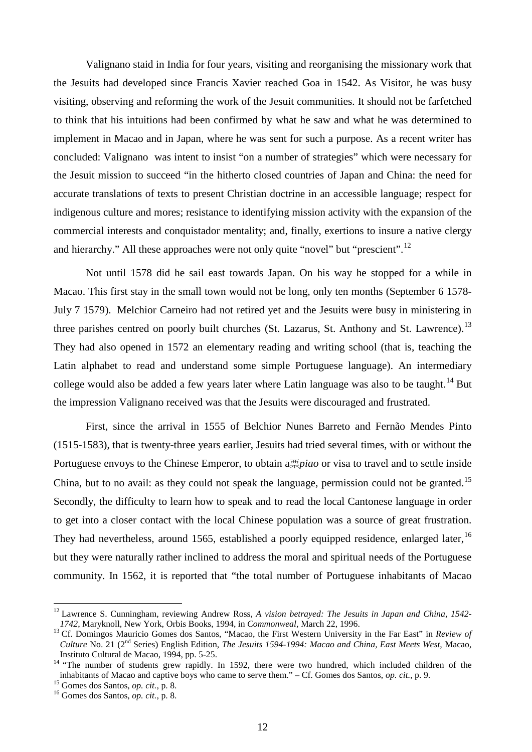Valignano staid in India for four years, visiting and reorganising the missionary work that the Jesuits had developed since Francis Xavier reached Goa in 1542. As Visitor, he was busy visiting, observing and reforming the work of the Jesuit communities. It should not be farfetched to think that his intuitions had been confirmed by what he saw and what he was determined to implement in Macao and in Japan, where he was sent for such a purpose. As a recent writer has concluded: Valignano was intent to insist "on a number of strategies" which were necessary for the Jesuit mission to succeed "in the hitherto closed countries of Japan and China: the need for accurate translations of texts to present Christian doctrine in an accessible language; respect for indigenous culture and mores; resistance to identifying mission activity with the expansion of the commercial interests and conquistador mentality; and, finally, exertions to insure a native clergy and hierarchy." All these approaches were not only quite "novel" but "prescient".[12]

Not until 1578 did he sail east towards Japan. On his way he stopped for a while in Macao. This first stay in the small town would not be long, only ten months (September 6 1578-July 7 1579). Melchior Carneiro had not retired yet and the Jesuits were busy in ministering in three parishes centred on poorly built churches (St. Lazarus, St. Anthony and St. Lawrence).[13] They had also opened in 1572 an elementary reading and writing school (that is, teaching the Latin alphabet to read and understand some simple Portuguese language). An intermediary college would also be added a few years later where Latin language was also to be taught.[14] But the impression Valignano received was that the Jesuits were discouraged and frustrated.

First, since the arrival in 1555 of Belchior Nunes Barreto and Fernão Mendes Pinto (1515-1583), that is twenty-three years earlier, Jesuits had tried several times, with or without the Portuguese envoys to the Chinese Emperor, to obtain a票*piao* or visa to travel and to settle inside China, but to no avail: as they could not speak the language, permission could not be granted.[15] Secondly, the difficulty to learn how to speak and to read the local Cantonese language in order to get into a closer contact with the local Chinese population was a source of great frustration. They had nevertheless, around 1565, established a poorly equipped residence, enlarged later,[16] but they were naturally rather inclined to address the moral and spiritual needs of the Portuguese community. In 1562, it is reported that "the total number of Portuguese inhabitants of Macao

---

[12] Lawrence S. Cunningham, reviewing Andrew Ross, *A vision betrayed: The Jesuits in Japan and China, 1542-1742*, Maryknoll, New York, Orbis Books, 1994, in *Commonweal*, March 22, 1996.

[13] Cf. Domingos Mauricio Gomes dos Santos, "Macao, the First Western University in the Far East" in *Review of Culture* No. 21 (2nd Series) English Edition, *The Jesuits 1594-1994: Macao and China, East Meets West,* Macao, Instituto Cultural de Macao, 1994, pp. 5-25.

[14] "The number of students grew rapidly. In 1592, there were two hundred, which included children of the inhabitants of Macao and captive boys who came to serve them." – Cf. Gomes dos Santos, *op. cit.,* p. 9.

[15] Gomes dos Santos, *op. cit.,* p. 8.

[16] Gomes dos Santos, *op. cit.,* p. 8.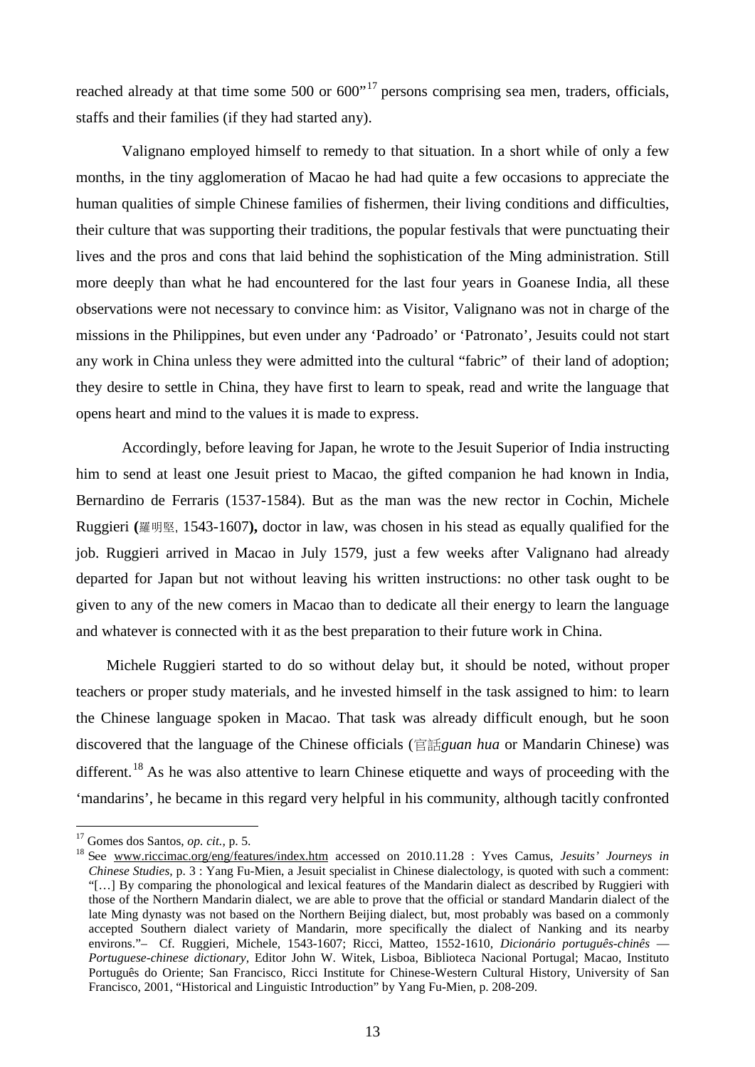reached already at that time some 500 or 600"[17] persons comprising sea men, traders, officials, staffs and their families (if they had started any).

Valignano employed himself to remedy to that situation. In a short while of only a few months, in the tiny agglomeration of Macao he had had quite a few occasions to appreciate the human qualities of simple Chinese families of fishermen, their living conditions and difficulties, their culture that was supporting their traditions, the popular festivals that were punctuating their lives and the pros and cons that laid behind the sophistication of the Ming administration. Still more deeply than what he had encountered for the last four years in Goanese India, all these observations were not necessary to convince him: as Visitor, Valignano was not in charge of the missions in the Philippines, but even under any 'Padroado' or 'Patronato', Jesuits could not start any work in China unless they were admitted into the cultural "fabric" of their land of adoption; they desire to settle in China, they have first to learn to speak, read and write the language that opens heart and mind to the values it is made to express.

Accordingly, before leaving for Japan, he wrote to the Jesuit Superior of India instructing him to send at least one Jesuit priest to Macao, the gifted companion he had known in India, Bernardino de Ferraris (1537-1584). But as the man was the new rector in Cochin, Michele Ruggieri **(**羅明堅, 1543-1607**),** doctor in law, was chosen in his stead as equally qualified for the job. Ruggieri arrived in Macao in July 1579, just a few weeks after Valignano had already departed for Japan but not without leaving his written instructions: no other task ought to be given to any of the new comers in Macao than to dedicate all their energy to learn the language and whatever is connected with it as the best preparation to their future work in China.

Michele Ruggieri started to do so without delay but, it should be noted, without proper teachers or proper study materials, and he invested himself in the task assigned to him: to learn the Chinese language spoken in Macao. That task was already difficult enough, but he soon discovered that the language of the Chinese officials (官話*guan hua* or Mandarin Chinese) was different.[18] As he was also attentive to learn Chinese etiquette and ways of proceeding with the 'mandarins', he became in this regard very helpful in his community, although tacitly confronted

---

[17] Gomes dos Santos, *op. cit.*, p. 5.

[18] See www.riccimac.org/eng/features/index.htm accessed on 2010.11.28 : Yves Camus, *Jesuits' Journeys in Chinese Studies*, p. 3 : Yang Fu-Mien, a Jesuit specialist in Chinese dialectology, is quoted with such a comment: "[…] By comparing the phonological and lexical features of the Mandarin dialect as described by Ruggieri with those of the Northern Mandarin dialect, we are able to prove that the official or standard Mandarin dialect of the late Ming dynasty was not based on the Northern Beijing dialect, but, most probably was based on a commonly accepted Southern dialect variety of Mandarin, more specifically the dialect of Nanking and its nearby environs."– Cf. Ruggieri, Michele, 1543-1607; Ricci, Matteo, 1552-1610, *Dicionário português-chinês — Portuguese-chinese dictionary*, Editor John W. Witek, Lisboa, Biblioteca Nacional Portugal; Macao, Instituto Português do Oriente; San Francisco, Ricci Institute for Chinese-Western Cultural History, University of San Francisco, 2001, "Historical and Linguistic Introduction" by Yang Fu-Mien, p. 208-209.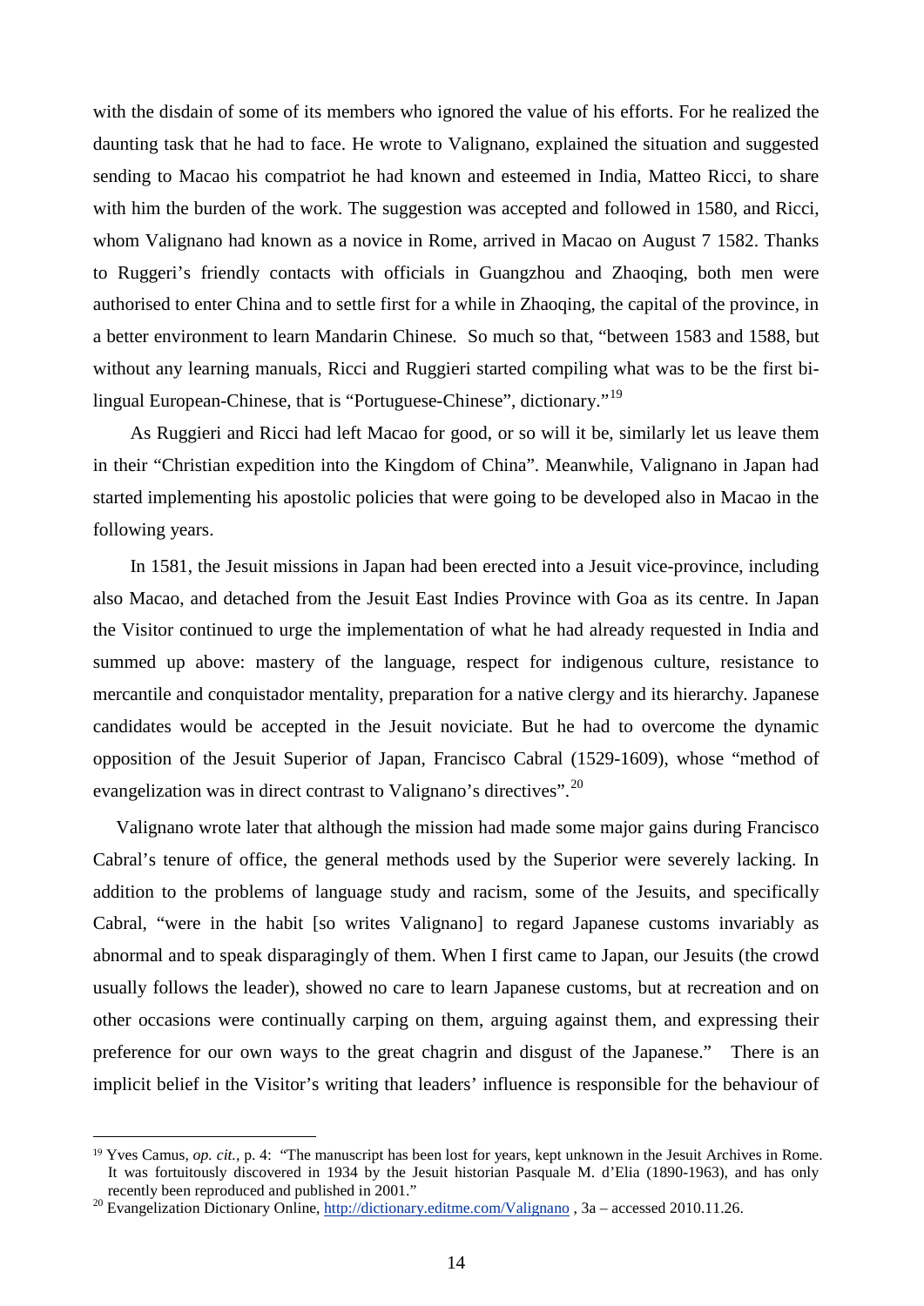with the disdain of some of its members who ignored the value of his efforts. For he realized the daunting task that he had to face. He wrote to Valignano, explained the situation and suggested sending to Macao his compatriot he had known and esteemed in India, Matteo Ricci, to share with him the burden of the work. The suggestion was accepted and followed in 1580, and Ricci, whom Valignano had known as a novice in Rome, arrived in Macao on August 7 1582. Thanks to Ruggeri's friendly contacts with officials in Guangzhou and Zhaoqing, both men were authorised to enter China and to settle first for a while in Zhaoqing, the capital of the province, in a better environment to learn Mandarin Chinese. So much so that, "between 1583 and 1588, but without any learning manuals, Ricci and Ruggieri started compiling what was to be the first bi-lingual European-Chinese, that is "Portuguese-Chinese", dictionary."[19]

As Ruggieri and Ricci had left Macao for good, or so will it be, similarly let us leave them in their "Christian expedition into the Kingdom of China". Meanwhile, Valignano in Japan had started implementing his apostolic policies that were going to be developed also in Macao in the following years.

In 1581, the Jesuit missions in Japan had been erected into a Jesuit vice-province, including also Macao, and detached from the Jesuit East Indies Province with Goa as its centre. In Japan the Visitor continued to urge the implementation of what he had already requested in India and summed up above: mastery of the language, respect for indigenous culture, resistance to mercantile and conquistador mentality, preparation for a native clergy and its hierarchy. Japanese candidates would be accepted in the Jesuit noviciate. But he had to overcome the dynamic opposition of the Jesuit Superior of Japan, Francisco Cabral (1529-1609), whose "method of evangelization was in direct contrast to Valignano's directives".[20]

Valignano wrote later that although the mission had made some major gains during Francisco Cabral's tenure of office, the general methods used by the Superior were severely lacking. In addition to the problems of language study and racism, some of the Jesuits, and specifically Cabral, "were in the habit [so writes Valignano] to regard Japanese customs invariably as abnormal and to speak disparagingly of them. When I first came to Japan, our Jesuits (the crowd usually follows the leader), showed no care to learn Japanese customs, but at recreation and on other occasions were continually carping on them, arguing against them, and expressing their preference for our own ways to the great chagrin and disgust of the Japanese." There is an implicit belief in the Visitor's writing that leaders' influence is responsible for the behaviour of

---

[19] Yves Camus, *op. cit.*, p. 4: "The manuscript has been lost for years, kept unknown in the Jesuit Archives in Rome. It was fortuitously discovered in 1934 by the Jesuit historian Pasquale M. d'Elia (1890-1963), and has only recently been reproduced and published in 2001."

[20] Evangelization Dictionary Online, http://dictionary.editme.com/Valignano , 3a – accessed 2010.11.26.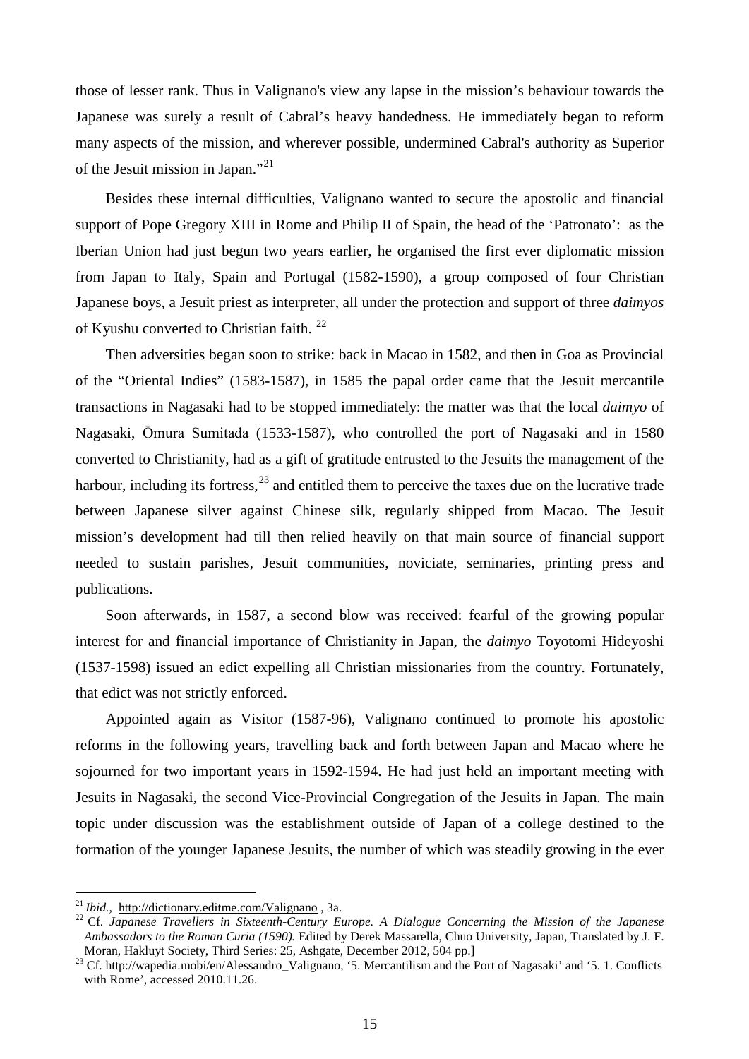those of lesser rank. Thus in Valignano's view any lapse in the mission's behaviour towards the Japanese was surely a result of Cabral's heavy handedness. He immediately began to reform many aspects of the mission, and wherever possible, undermined Cabral's authority as Superior of the Jesuit mission in Japan."[21]

Besides these internal difficulties, Valignano wanted to secure the apostolic and financial support of Pope Gregory XIII in Rome and Philip II of Spain, the head of the 'Patronato': as the Iberian Union had just begun two years earlier, he organised the first ever diplomatic mission from Japan to Italy, Spain and Portugal (1582-1590), a group composed of four Christian Japanese boys, a Jesuit priest as interpreter, all under the protection and support of three *daimyos* of Kyushu converted to Christian faith. [22]

Then adversities began soon to strike: back in Macao in 1582, and then in Goa as Provincial of the "Oriental Indies" (1583-1587), in 1585 the papal order came that the Jesuit mercantile transactions in Nagasaki had to be stopped immediately: the matter was that the local *daimyo* of Nagasaki, Ōmura Sumitada (1533-1587), who controlled the port of Nagasaki and in 1580 converted to Christianity, had as a gift of gratitude entrusted to the Jesuits the management of the harbour, including its fortress,[23] and entitled them to perceive the taxes due on the lucrative trade between Japanese silver against Chinese silk, regularly shipped from Macao. The Jesuit mission's development had till then relied heavily on that main source of financial support needed to sustain parishes, Jesuit communities, noviciate, seminaries, printing press and publications.

Soon afterwards, in 1587, a second blow was received: fearful of the growing popular interest for and financial importance of Christianity in Japan, the *daimyo* Toyotomi Hideyoshi (1537-1598) issued an edict expelling all Christian missionaries from the country. Fortunately, that edict was not strictly enforced.

Appointed again as Visitor (1587-96), Valignano continued to promote his apostolic reforms in the following years, travelling back and forth between Japan and Macao where he sojourned for two important years in 1592-1594. He had just held an important meeting with Jesuits in Nagasaki, the second Vice-Provincial Congregation of the Jesuits in Japan. The main topic under discussion was the establishment outside of Japan of a college destined to the formation of the younger Japanese Jesuits, the number of which was steadily growing in the ever

---

[21] *Ibid.,* http://dictionary.editme.com/Valignano , 3a.

[22] Cf. *Japanese Travellers in Sixteenth-Century Europe. A Dialogue Concerning the Mission of the Japanese Ambassadors to the Roman Curia (1590).* Edited by Derek Massarella, Chuo University, Japan, Translated by J. F. Moran, Hakluyt Society, Third Series: 25, Ashgate, December 2012, 504 pp.]

[23] Cf. http://wapedia.mobi/en/Alessandro_Valignano, '5. Mercantilism and the Port of Nagasaki' and '5. 1. Conflicts with Rome', accessed 2010.11.26.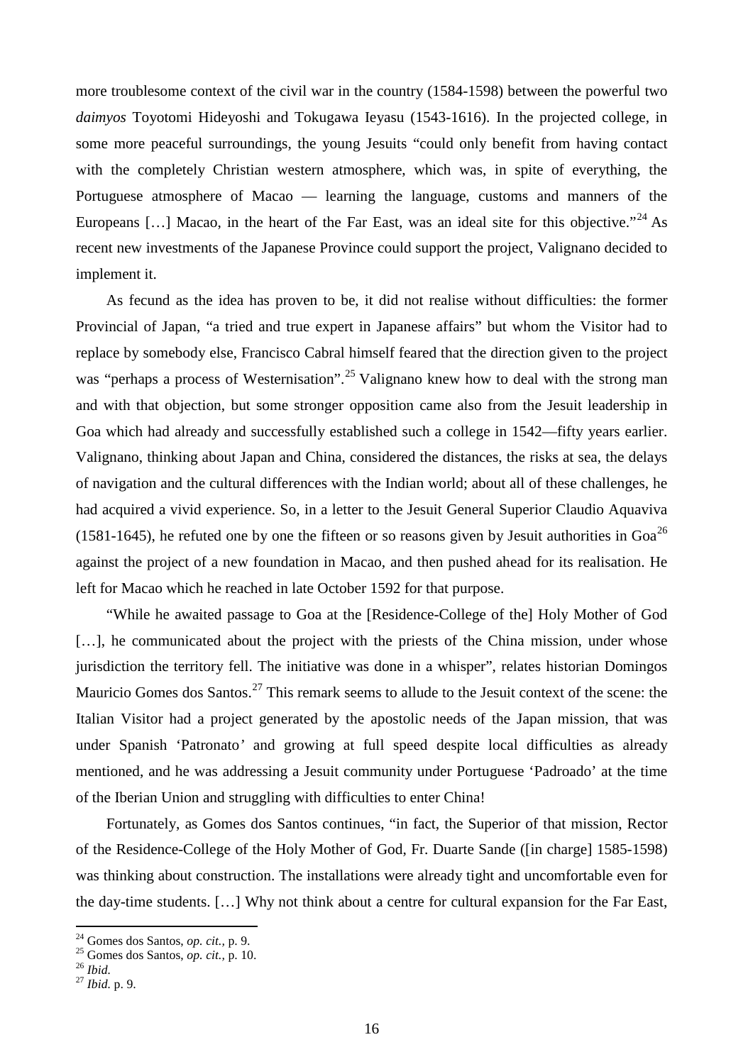more troublesome context of the civil war in the country (1584-1598) between the powerful two *daimyos* Toyotomi Hideyoshi and Tokugawa Ieyasu (1543-1616). In the projected college, in some more peaceful surroundings, the young Jesuits "could only benefit from having contact with the completely Christian western atmosphere, which was, in spite of everything, the Portuguese atmosphere of Macao — learning the language, customs and manners of the Europeans […] Macao, in the heart of the Far East, was an ideal site for this objective."[24] As recent new investments of the Japanese Province could support the project, Valignano decided to implement it.

As fecund as the idea has proven to be, it did not realise without difficulties: the former Provincial of Japan, "a tried and true expert in Japanese affairs" but whom the Visitor had to replace by somebody else, Francisco Cabral himself feared that the direction given to the project was "perhaps a process of Westernisation".[25] Valignano knew how to deal with the strong man and with that objection, but some stronger opposition came also from the Jesuit leadership in Goa which had already and successfully established such a college in 1542—fifty years earlier. Valignano, thinking about Japan and China, considered the distances, the risks at sea, the delays of navigation and the cultural differences with the Indian world; about all of these challenges, he had acquired a vivid experience. So, in a letter to the Jesuit General Superior Claudio Aquaviva (1581-1645), he refuted one by one the fifteen or so reasons given by Jesuit authorities in Goa[26] against the project of a new foundation in Macao, and then pushed ahead for its realisation. He left for Macao which he reached in late October 1592 for that purpose.

"While he awaited passage to Goa at the [Residence-College of the] Holy Mother of God […], he communicated about the project with the priests of the China mission, under whose jurisdiction the territory fell. The initiative was done in a whisper", relates historian Domingos Mauricio Gomes dos Santos.[27] This remark seems to allude to the Jesuit context of the scene: the Italian Visitor had a project generated by the apostolic needs of the Japan mission, that was under Spanish 'Patronato' and growing at full speed despite local difficulties as already mentioned, and he was addressing a Jesuit community under Portuguese 'Padroado' at the time of the Iberian Union and struggling with difficulties to enter China!

Fortunately, as Gomes dos Santos continues, "in fact, the Superior of that mission, Rector of the Residence-College of the Holy Mother of God, Fr. Duarte Sande ([in charge] 1585-1598) was thinking about construction. The installations were already tight and uncomfortable even for the day-time students. […] Why not think about a centre for cultural expansion for the Far East,

[24] Gomes dos Santos, *op. cit.*, p. 9.

[25] Gomes dos Santos, *op. cit.*, p. 10.

[26] *Ibid.*

[27] *Ibid.* p. 9.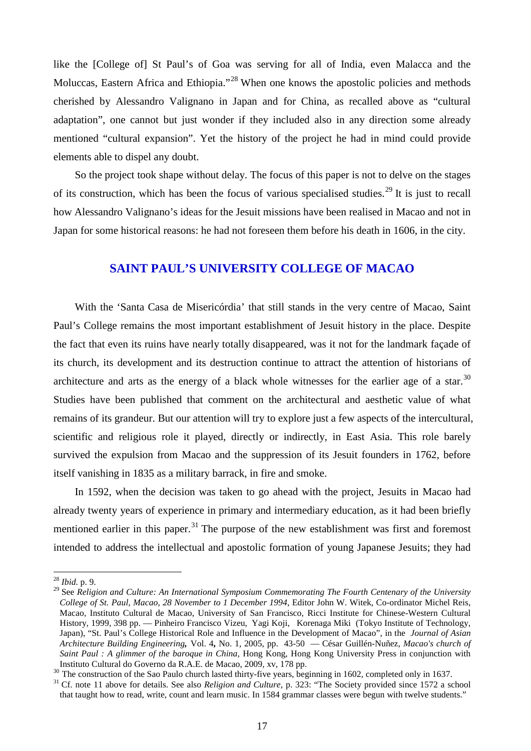like the [College of] St Paul's of Goa was serving for all of India, even Malacca and the Moluccas, Eastern Africa and Ethiopia."[28] When one knows the apostolic policies and methods cherished by Alessandro Valignano in Japan and for China, as recalled above as "cultural adaptation", one cannot but just wonder if they included also in any direction some already mentioned "cultural expansion". Yet the history of the project he had in mind could provide elements able to dispel any doubt.

So the project took shape without delay. The focus of this paper is not to delve on the stages of its construction, which has been the focus of various specialised studies.[29] It is just to recall how Alessandro Valignano's ideas for the Jesuit missions have been realised in Macao and not in Japan for some historical reasons: he had not foreseen them before his death in 1606, in the city.

## SAINT PAUL'S UNIVERSITY COLLEGE OF MACAO

With the 'Santa Casa de Misericórdia' that still stands in the very centre of Macao, Saint Paul's College remains the most important establishment of Jesuit history in the place. Despite the fact that even its ruins have nearly totally disappeared, was it not for the landmark façade of its church, its development and its destruction continue to attract the attention of historians of architecture and arts as the energy of a black whole witnesses for the earlier age of a star.[30] Studies have been published that comment on the architectural and aesthetic value of what remains of its grandeur. But our attention will try to explore just a few aspects of the intercultural, scientific and religious role it played, directly or indirectly, in East Asia. This role barely survived the expulsion from Macao and the suppression of its Jesuit founders in 1762, before itself vanishing in 1835 as a military barrack, in fire and smoke.

In 1592, when the decision was taken to go ahead with the project, Jesuits in Macao had already twenty years of experience in primary and intermediary education, as it had been briefly mentioned earlier in this paper.[31] The purpose of the new establishment was first and foremost intended to address the intellectual and apostolic formation of young Japanese Jesuits; they had

---

[28] *Ibid.* p. 9.

[29] See *Religion and Culture: An International Symposium Commemorating The Fourth Centenary of the University College of St. Paul, Macao, 28 November to 1 December 1994*, Editor John W. Witek, Co-ordinator Michel Reis, Macao, Instituto Cultural de Macao, University of San Francisco, Ricci Institute for Chinese-Western Cultural History, 1999, 398 pp. — Pinheiro Francisco Vizeu, Yagi Koji, Korenaga Miki (Tokyo Institute of Technology, Japan), "St. Paul's College Historical Role and Influence in the Development of Macao", in the *Journal of Asian Architecture Building Engineering*, Vol. 4, No. 1, 2005, pp. 43-50 — César Guillén-Nuñez, *Macao's church of Saint Paul : A glimmer of the baroque in China*, Hong Kong, Hong Kong University Press in conjunction with Instituto Cultural do Governo da R.A.E. de Macao, 2009, xv, 178 pp.

[30] The construction of the Sao Paulo church lasted thirty-five years, beginning in 1602, completed only in 1637.

[31] Cf. note 11 above for details. See also *Religion and Culture*, p. 323: "The Society provided since 1572 a school that taught how to read, write, count and learn music. In 1584 grammar classes were begun with twelve students."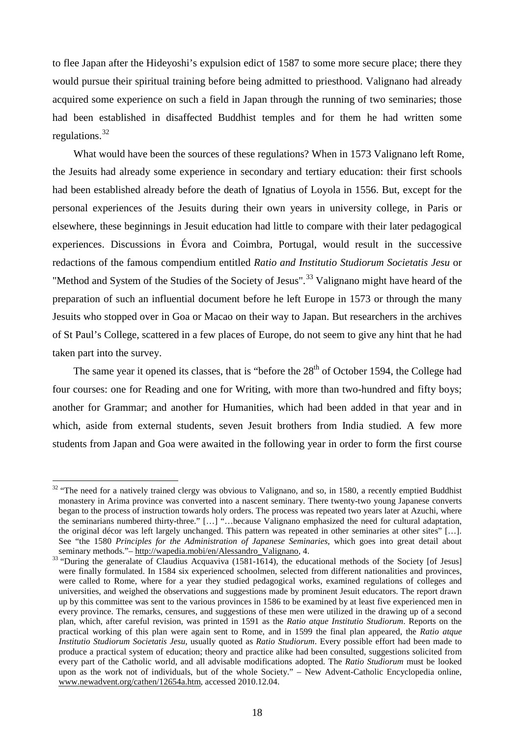to flee Japan after the Hideyoshi's expulsion edict of 1587 to some more secure place; there they would pursue their spiritual training before being admitted to priesthood. Valignano had already acquired some experience on such a field in Japan through the running of two seminaries; those had been established in disaffected Buddhist temples and for them he had written some regulations.[32]

What would have been the sources of these regulations? When in 1573 Valignano left Rome, the Jesuits had already some experience in secondary and tertiary education: their first schools had been established already before the death of Ignatius of Loyola in 1556. But, except for the personal experiences of the Jesuits during their own years in university college, in Paris or elsewhere, these beginnings in Jesuit education had little to compare with their later pedagogical experiences. Discussions in Évora and Coimbra, Portugal, would result in the successive redactions of the famous compendium entitled *Ratio and Institutio Studiorum Societatis Jesu* or "Method and System of the Studies of the Society of Jesus".[33] Valignano might have heard of the preparation of such an influential document before he left Europe in 1573 or through the many Jesuits who stopped over in Goa or Macao on their way to Japan. But researchers in the archives of St Paul's College, scattered in a few places of Europe, do not seem to give any hint that he had taken part into the survey.

The same year it opened its classes, that is "before the 28th of October 1594, the College had four courses: one for Reading and one for Writing, with more than two-hundred and fifty boys; another for Grammar; and another for Humanities, which had been added in that year and in which, aside from external students, seven Jesuit brothers from India studied. A few more students from Japan and Goa were awaited in the following year in order to form the first course

---

[32] "The need for a natively trained clergy was obvious to Valignano, and so, in 1580, a recently emptied Buddhist monastery in Arima province was converted into a nascent seminary. There twenty-two young Japanese converts began to the process of instruction towards holy orders. The process was repeated two years later at Azuchi, where the seminarians numbered thirty-three." […] "…because Valignano emphasized the need for cultural adaptation, the original décor was left largely unchanged. This pattern was repeated in other seminaries at other sites" […]. See "the 1580 *Principles for the Administration of Japanese Seminaries*, which goes into great detail about seminary methods."– http://wapedia.mobi/en/Alessandro_Valignano, 4.

[33] "During the generalate of Claudius Acquaviva (1581-1614), the educational methods of the Society [of Jesus] were finally formulated. In 1584 six experienced schoolmen, selected from different nationalities and provinces, were called to Rome, where for a year they studied pedagogical works, examined regulations of colleges and universities, and weighed the observations and suggestions made by prominent Jesuit educators. The report drawn up by this committee was sent to the various provinces in 1586 to be examined by at least five experienced men in every province. The remarks, censures, and suggestions of these men were utilized in the drawing up of a second plan, which, after careful revision, was printed in 1591 as the *Ratio atque Institutio Studiorum*. Reports on the practical working of this plan were again sent to Rome, and in 1599 the final plan appeared, the *Ratio atque Institutio Studiorum Societatis Jesu*, usually quoted as *Ratio Studiorum*. Every possible effort had been made to produce a practical system of education; theory and practice alike had been consulted, suggestions solicited from every part of the Catholic world, and all advisable modifications adopted. The *Ratio Studiorum* must be looked upon as the work not of individuals, but of the whole Society." – New Advent-Catholic Encyclopedia online, www.newadvent.org/cathen/12654a.htm, accessed 2010.12.04.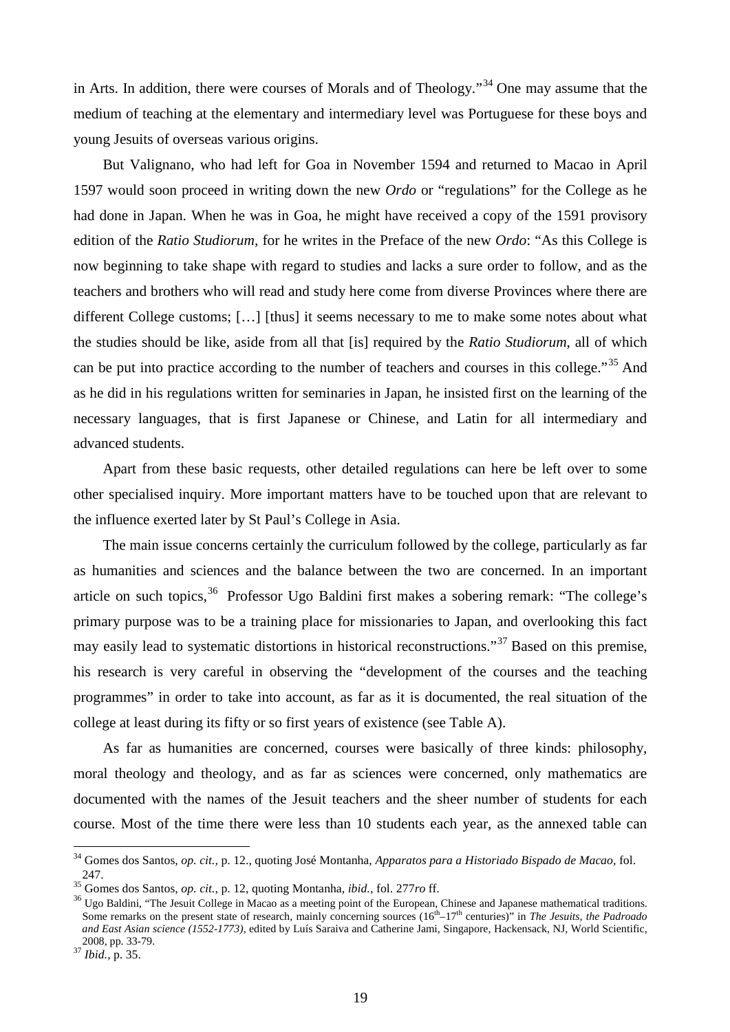in Arts. In addition, there were courses of Morals and of Theology."[34] One may assume that the medium of teaching at the elementary and intermediary level was Portuguese for these boys and young Jesuits of overseas various origins.

But Valignano, who had left for Goa in November 1594 and returned to Macao in April 1597 would soon proceed in writing down the new *Ordo* or "regulations" for the College as he had done in Japan. When he was in Goa, he might have received a copy of the 1591 provisory edition of the *Ratio Studiorum*, for he writes in the Preface of the new *Ordo*: "As this College is now beginning to take shape with regard to studies and lacks a sure order to follow, and as the teachers and brothers who will read and study here come from diverse Provinces where there are different College customs; […] [thus] it seems necessary to me to make some notes about what the studies should be like, aside from all that [is] required by the *Ratio Studiorum*, all of which can be put into practice according to the number of teachers and courses in this college."[35] And as he did in his regulations written for seminaries in Japan, he insisted first on the learning of the necessary languages, that is first Japanese or Chinese, and Latin for all intermediary and advanced students.

Apart from these basic requests, other detailed regulations can here be left over to some other specialised inquiry. More important matters have to be touched upon that are relevant to the influence exerted later by St Paul's College in Asia.

The main issue concerns certainly the curriculum followed by the college, particularly as far as humanities and sciences and the balance between the two are concerned. In an important article on such topics,[36] Professor Ugo Baldini first makes a sobering remark: "The college's primary purpose was to be a training place for missionaries to Japan, and overlooking this fact may easily lead to systematic distortions in historical reconstructions."[37] Based on this premise, his research is very careful in observing the "development of the courses and the teaching programmes" in order to take into account, as far as it is documented, the real situation of the college at least during its fifty or so first years of existence (see Table A).

As far as humanities are concerned, courses were basically of three kinds: philosophy, moral theology and theology, and as far as sciences were concerned, only mathematics are documented with the names of the Jesuit teachers and the sheer number of students for each course. Most of the time there were less than 10 students each year, as the annexed table can

---

[34] Gomes dos Santos, *op. cit.,* p. 12., quoting José Montanha, *Apparatos para a Historiado Bispado de Macao,* fol. 247.

[35] Gomes dos Santos, *op. cit.,* p. 12, quoting Montanha, *ibid.,* fol. 277*ro* ff.

[36] Ugo Baldini, "The Jesuit College in Macao as a meeting point of the European, Chinese and Japanese mathematical traditions. Some remarks on the present state of research, mainly concerning sources (16th–17th centuries)" in *The Jesuits, the Padroado and East Asian science (1552-1773),* edited by Luís Saraiva and Catherine Jami, Singapore, Hackensack, NJ, World Scientific, 2008, pp. 33-79.

[37] *Ibid.,* p. 35.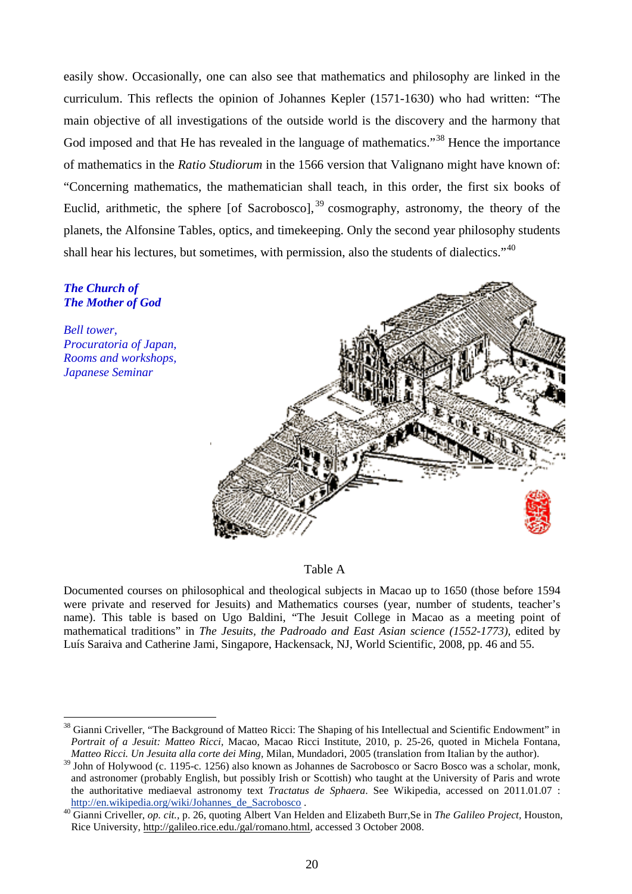easily show. Occasionally, one can also see that mathematics and philosophy are linked in the curriculum. This reflects the opinion of Johannes Kepler (1571-1630) who had written: "The main objective of all investigations of the outside world is the discovery and the harmony that God imposed and that He has revealed in the language of mathematics."[38] Hence the importance of mathematics in the *Ratio Studiorum* in the 1566 version that Valignano might have known of: "Concerning mathematics, the mathematician shall teach, in this order, the first six books of Euclid, arithmetic, the sphere [of Sacrobosco],[39] cosmography, astronomy, the theory of the planets, the Alfonsine Tables, optics, and timekeeping. Only the second year philosophy students shall hear his lectures, but sometimes, with permission, also the students of dialectics."[40]

***The Church of The Mother of God***

*Bell tower,*
*Procuratoria of Japan,*
*Rooms and workshops,*
*Japanese Seminar*

Table A

Documented courses on philosophical and theological subjects in Macao up to 1650 (those before 1594 were private and reserved for Jesuits) and Mathematics courses (year, number of students, teacher's name). This table is based on Ugo Baldini, "The Jesuit College in Macao as a meeting point of mathematical traditions" in *The Jesuits, the Padroado and East Asian science (1552-1773)*, edited by Luís Saraiva and Catherine Jami, Singapore, Hackensack, NJ, World Scientific, 2008, pp. 46 and 55.

---

[38] Gianni Criveller, "The Background of Matteo Ricci: The Shaping of his Intellectual and Scientific Endowment" in *Portrait of a Jesuit: Matteo Ricci*, Macao, Macao Ricci Institute, 2010, p. 25-26, quoted in Michela Fontana, *Matteo Ricci. Un Jesuita alla corte dei Ming*, Milan, Mundadori, 2005 (translation from Italian by the author).

[39] John of Holywood (c. 1195-c. 1256) also known as Johannes de Sacrobosco or Sacro Bosco was a scholar, monk, and astronomer (probably English, but possibly Irish or Scottish) who taught at the University of Paris and wrote the authoritative mediaeval astronomy text *Tractatus de Sphaera*. See Wikipedia, accessed on 2011.01.07 : http://en.wikipedia.org/wiki/Johannes_de_Sacrobosco .

[40] Gianni Criveller, *op. cit.*, p. 26, quoting Albert Van Helden and Elizabeth Burr,Se in *The Galileo Project*, Houston, Rice University, http://galileo.rice.edu./gal/romano.html, accessed 3 October 2008.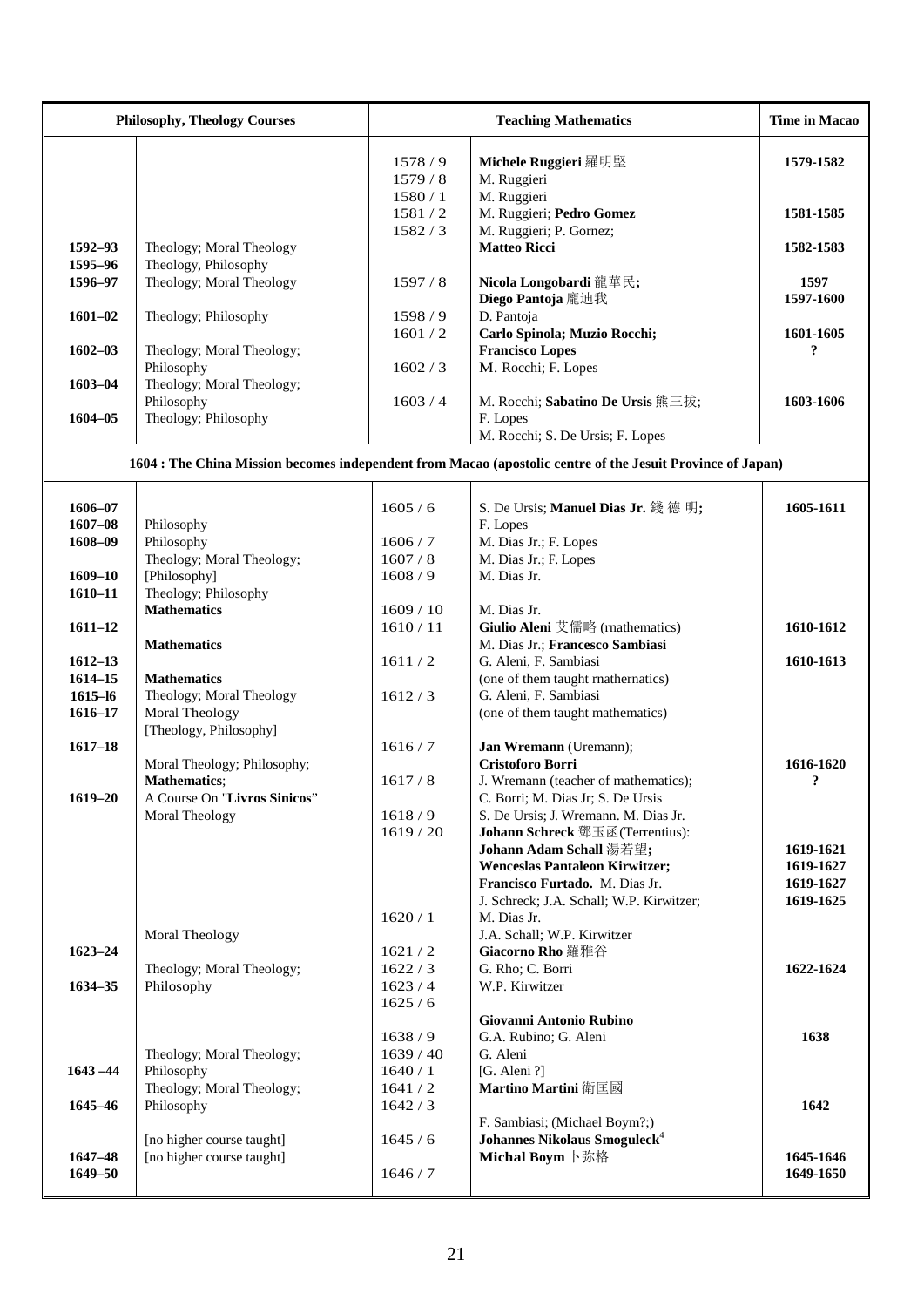| Philosophy, Theology Courses | | Teaching Mathematics | | Time in Macao |
|---|---|---|---|---|
| | | 1578 / 9 | **Michele Ruggieri** 羅明堅 | **1579-1582** |
| | | 1579 / 8 | M. Ruggieri | |
| | | 1580 / 1 | M. Ruggieri | |
| | | 1581 / 2 | M. Ruggieri; **Pedro Gomez** | **1581-1585** |
| | | 1582 / 3 | M. Ruggieri; P. Gornez; | |
| **1592–93** | Theology; Moral Theology | | **Matteo Ricci** | **1582-1583** |
| **1595–96** | Theology, Philosophy | | | |
| **1596–97** | Theology; Moral Theology | 1597 / 8 | **Nicola Longobardi** 龍華民**;** | **1597** |
| | | | **Diego Pantoja** 龐迪我 | **1597-1600** |
| **1601–02** | Theology; Philosophy | 1598 / 9 | D. Pantoja | |
| | | 1601 / 2 | **Carlo Spinola; Muzio Rocchi;** | **1601-1605** |
| **1602–03** | Theology; Moral Theology; | | **Francisco Lopes** | **?** |
| | Philosophy | 1602 / 3 | M. Rocchi; F. Lopes | |
| **1603–04** | Theology; Moral Theology; | | | |
| | Philosophy | 1603 / 4 | M. Rocchi; **Sabatino De Ursis** 熊三拔; | **1603-1606** |
| **1604–05** | Theology; Philosophy | | F. Lopes | |
| | | | M. Rocchi; S. De Ursis; F. Lopes | |
| **1604 : The China Mission becomes independent from Macao (apostolic centre of the Jesuit Province of Japan)** | | | | |
| **1606–07** | | 1605 / 6 | S. De Ursis; **Manuel Dias Jr.** 錢 德 明**;** | **1605-1611** |
| **1607–08** | Philosophy | | F. Lopes | |
| **1608–09** | Philosophy | 1606 / 7 | M. Dias Jr.; F. Lopes | |
| | Theology; Moral Theology; | 1607 / 8 | M. Dias Jr.; F. Lopes | |
| **1609–10** | [Philosophy] | 1608 / 9 | M. Dias Jr. | |
| **1610–11** | Theology; Philosophy | | | |
| | **Mathematics** | 1609 / 10 | M. Dias Jr. | |
| **1611–12** | | 1610 / 11 | **Giulio Aleni** 艾儒略 (rnathematics) | **1610-1612** |
| | **Mathematics** | | M. Dias Jr.; **Francesco Sambiasi** | |
| **1612–13** | | 1611 / 2 | G. Aleni, F. Sambiasi | **1610-1613** |
| **1614–15** | **Mathematics** | | (one of them taught rnathernatics) | |
| **1615–l6** | Theology; Moral Theology | 1612 / 3 | G. Aleni, F. Sambiasi | |
| **1616–17** | Moral Theology | | (one of them taught mathematics) | |
| | [Theology, Philosophy] | | | |
| **1617–18** | | 1616 / 7 | **Jan Wremann** (Uremann); | |
| | Moral Theology; Philosophy; | | **Cristoforo Borri** | **1616-1620** |
| | **Mathematics**; | 1617 / 8 | J. Wremann (teacher of mathematics); | **?** |
| **1619–20** | A Course On "**Livros Sinicos**" | | C. Borri; M. Dias Jr; S. De Ursis | |
| | Moral Theology | 1618 / 9 | S. De Ursis; J. Wremann. M. Dias Jr. | |
| | | 1619 / 20 | **Johann Schreck** 鄧玉函(Terrentius): | |
| | | | **Johann Adam Schall** 湯若望**;** | **1619-1621** |
| | | | **Wenceslas Pantaleon Kirwitzer;** | **1619-1627** |
| | | | **Francisco Furtado.** M. Dias Jr. | **1619-1627** |
| | | | J. Schreck; J.A. Schall; W.P. Kirwitzer; | **1619-1625** |
| | | 1620 / 1 | M. Dias Jr. | |
| | Moral Theology | | J.A. Schall; W.P. Kirwitzer | |
| **1623–24** | | 1621 / 2 | **Giacorno Rho** 羅雅谷 | |
| | Theology; Moral Theology; | 1622 / 3 | G. Rho; C. Borri | **1622-1624** |
| **1634–35** | Philosophy | 1623 / 4 | W.P. Kirwitzer | |
| | | 1625 / 6 | | |
| | | | **Giovanni Antonio Rubino** | |
| | | 1638 / 9 | G.A. Rubino; G. Aleni | **1638** |
| | Theology; Moral Theology; | 1639 / 40 | G. Aleni | |
| **1643 –44** | Philosophy | 1640 / 1 | [G. Aleni ?] | |
| | Theology; Moral Theology; | 1641 / 2 | **Martino Martini** 衛匡國 | |
| **1645–46** | Philosophy | 1642 / 3 | | **1642** |
| | | | F. Sambiasi; (Michael Boym?;) | |
| | [no higher course taught] | 1645 / 6 | **Johannes Nikolaus Smoguleck**[4] | |
| **1647–48** | [no higher course taught] | | **Michal Boym** 卜弥格 | **1645-1646** |
| **1649–50** | | 1646 / 7 | | **1649-1650** |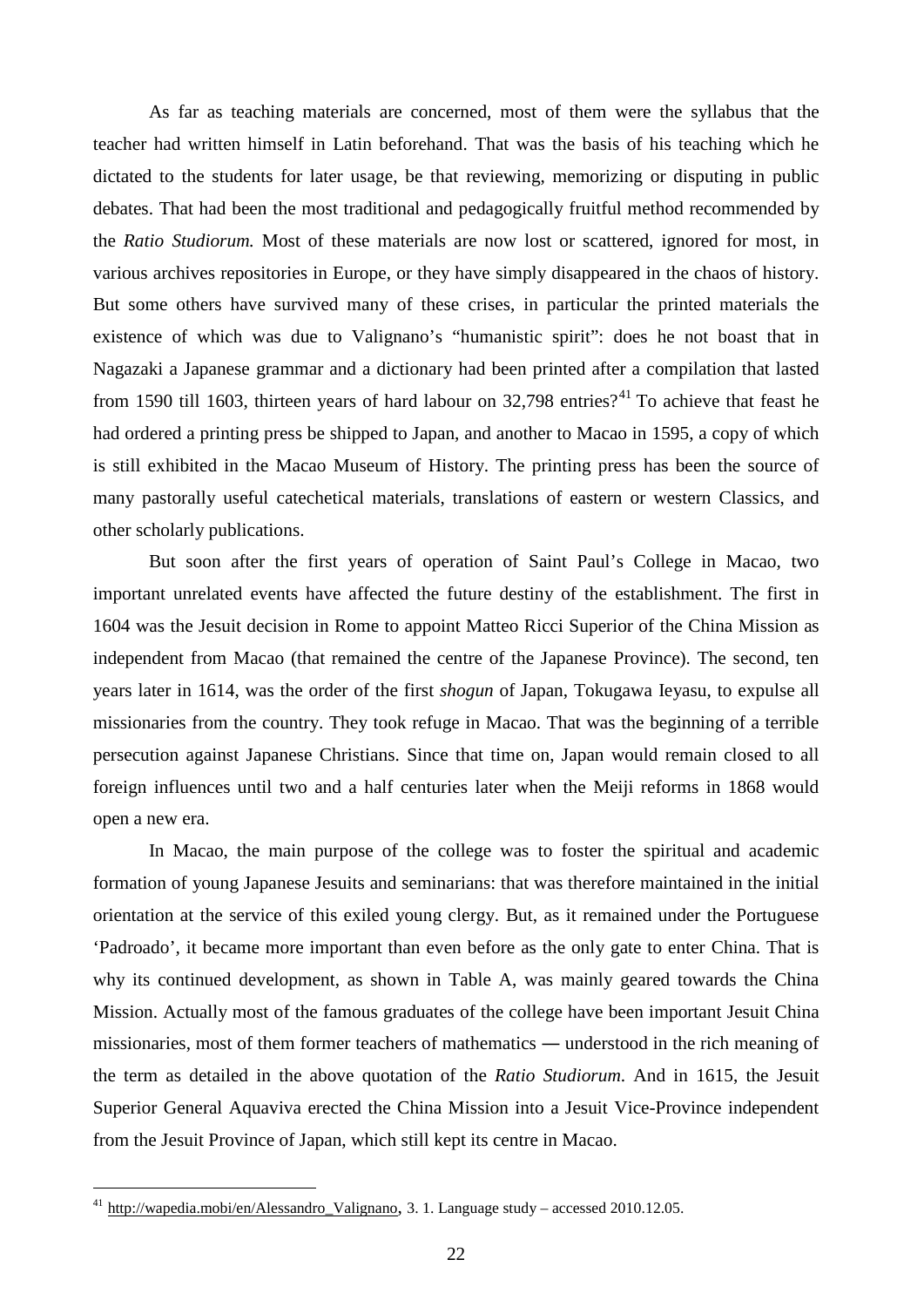As far as teaching materials are concerned, most of them were the syllabus that the teacher had written himself in Latin beforehand. That was the basis of his teaching which he dictated to the students for later usage, be that reviewing, memorizing or disputing in public debates. That had been the most traditional and pedagogically fruitful method recommended by the *Ratio Studiorum.* Most of these materials are now lost or scattered, ignored for most, in various archives repositories in Europe, or they have simply disappeared in the chaos of history. But some others have survived many of these crises, in particular the printed materials the existence of which was due to Valignano's "humanistic spirit": does he not boast that in Nagazaki a Japanese grammar and a dictionary had been printed after a compilation that lasted from 1590 till 1603, thirteen years of hard labour on 32,798 entries?[41] To achieve that feast he had ordered a printing press be shipped to Japan, and another to Macao in 1595, a copy of which is still exhibited in the Macao Museum of History. The printing press has been the source of many pastorally useful catechetical materials, translations of eastern or western Classics, and other scholarly publications.

But soon after the first years of operation of Saint Paul's College in Macao, two important unrelated events have affected the future destiny of the establishment. The first in 1604 was the Jesuit decision in Rome to appoint Matteo Ricci Superior of the China Mission as independent from Macao (that remained the centre of the Japanese Province). The second, ten years later in 1614, was the order of the first *shogun* of Japan, Tokugawa Ieyasu, to expulse all missionaries from the country. They took refuge in Macao. That was the beginning of a terrible persecution against Japanese Christians. Since that time on, Japan would remain closed to all foreign influences until two and a half centuries later when the Meiji reforms in 1868 would open a new era.

In Macao, the main purpose of the college was to foster the spiritual and academic formation of young Japanese Jesuits and seminarians: that was therefore maintained in the initial orientation at the service of this exiled young clergy. But, as it remained under the Portuguese 'Padroado', it became more important than even before as the only gate to enter China. That is why its continued development, as shown in Table A, was mainly geared towards the China Mission. Actually most of the famous graduates of the college have been important Jesuit China missionaries, most of them former teachers of mathematics ― understood in the rich meaning of the term as detailed in the above quotation of the *Ratio Studiorum*. And in 1615, the Jesuit Superior General Aquaviva erected the China Mission into a Jesuit Vice-Province independent from the Jesuit Province of Japan, which still kept its centre in Macao.

---

[41] http://wapedia.mobi/en/Alessandro_Valignano, 3. 1. Language study – accessed 2010.12.05.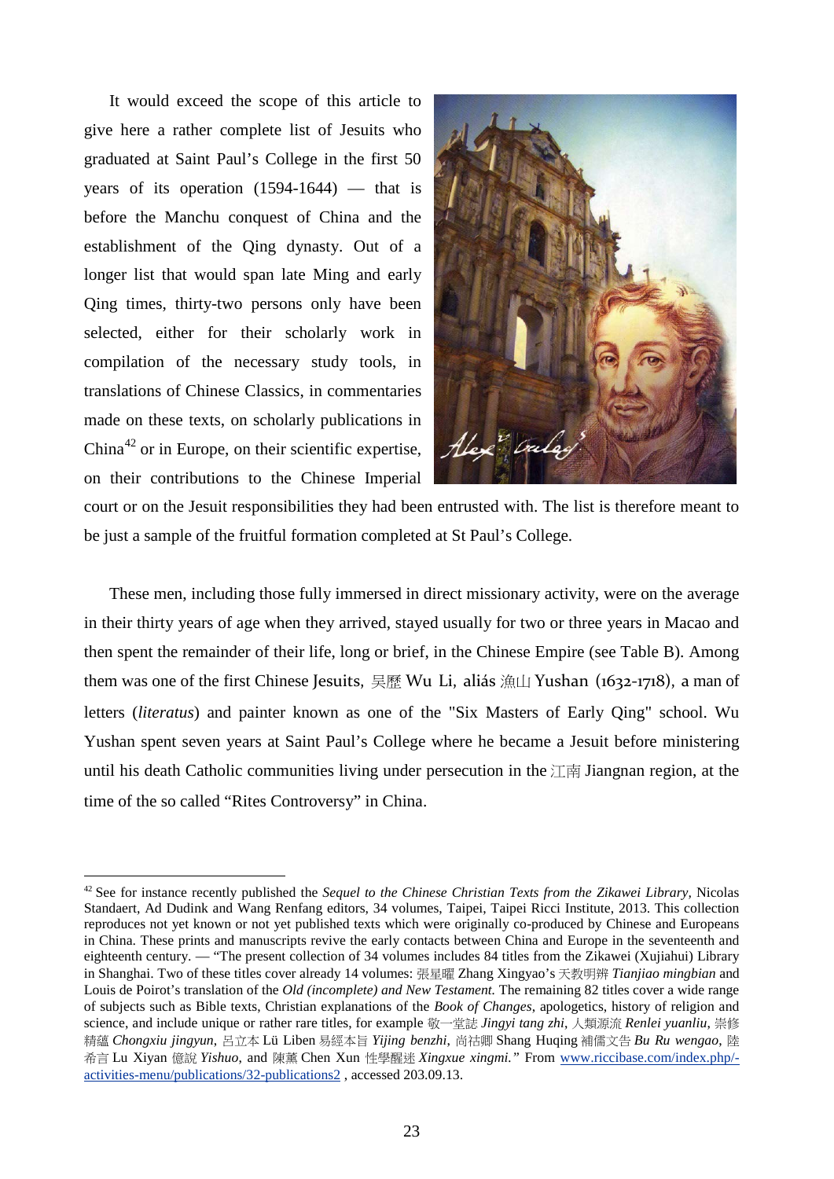It would exceed the scope of this article to give here a rather complete list of Jesuits who graduated at Saint Paul's College in the first 50 years of its operation (1594-1644) — that is before the Manchu conquest of China and the establishment of the Qing dynasty. Out of a longer list that would span late Ming and early Qing times, thirty-two persons only have been selected, either for their scholarly work in compilation of the necessary study tools, in translations of Chinese Classics, in commentaries made on these texts, on scholarly publications in China[42] or in Europe, on their scientific expertise, on their contributions to the Chinese Imperial court or on the Jesuit responsibilities they had been entrusted with. The list is therefore meant to be just a sample of the fruitful formation completed at St Paul's College.

These men, including those fully immersed in direct missionary activity, were on the average in their thirty years of age when they arrived, stayed usually for two or three years in Macao and then spent the remainder of their life, long or brief, in the Chinese Empire (see Table B). Among them was one of the first Chinese Jesuits, 吴歷 Wu Li, aliás 漁山 Yushan (1632-1718), a man of letters (*literatus*) and painter known as one of the "Six Masters of Early Qing" school. Wu Yushan spent seven years at Saint Paul's College where he became a Jesuit before ministering until his death Catholic communities living under persecution in the 江南 Jiangnan region, at the time of the so called "Rites Controversy" in China.

---

[42] See for instance recently published the *Sequel to the Chinese Christian Texts from the Zikawei Library*, Nicolas Standaert, Ad Dudink and Wang Renfang editors, 34 volumes, Taipei, Taipei Ricci Institute, 2013. This collection reproduces not yet known or not yet published texts which were originally co-produced by Chinese and Europeans in China. These prints and manuscripts revive the early contacts between China and Europe in the seventeenth and eighteenth century. — "The present collection of 34 volumes includes 84 titles from the Zikawei (Xujiahui) Library in Shanghai. Two of these titles cover already 14 volumes: 張星曜 Zhang Xingyao's 天教明辨 *Tianjiao mingbian* and Louis de Poirot's translation of the *Old (incomplete) and New Testament.* The remaining 82 titles cover a wide range of subjects such as Bible texts, Christian explanations of the *Book of Changes*, apologetics, history of religion and science, and include unique or rather rare titles, for example 敬一堂誌 *Jingyi tang zhi*, 人類源流 *Renlei yuanliu*, 崇修精蘊 *Chongxiu jingyun*, 呂立本 Lü Liben 易經本旨 *Yijing benzhi*, 尚祜卿 Shang Huqing 補儒文告 *Bu Ru wengao*, 陸希言 Lu Xiyan 億說 *Yishuo*, and 陳薰 Chen Xun 性學醒迷 *Xingxue xingmi.*" From [www.riccibase.com/index.php/-activities-menu/publications/32-publications2](www.riccibase.com/index.php/-activities-menu/publications/32-publications2) , accessed 203.09.13.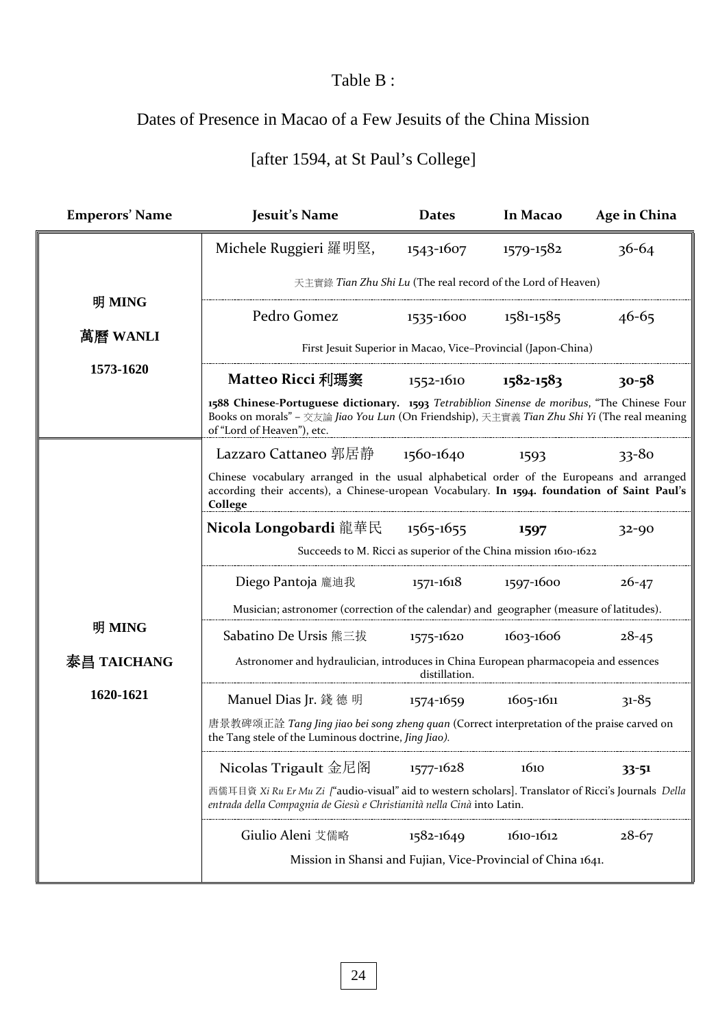Table B :

Dates of Presence in Macao of a Few Jesuits of the China Mission

[after 1594, at St Paul's College]

| Emperors' Name | Jesuit's Name | Dates | In Macao | Age in China |
|---|---|---|---|---|
| 明 MING 萬曆 WANLI 1573-1620 | Michele Ruggieri 羅明堅, | 1543-1607 | 1579-1582 | 36-64 |
| | 天主實錄 *Tian Zhu Shi Lu* (The real record of the Lord of Heaven) | | | |
| | Pedro Gomez | 1535-1600 | 1581-1585 | 46-65 |
| | First Jesuit Superior in Macao, Vice–Provincial (Japon-China) | | | |
| | **Matteo Ricci 利瑪竇** | 1552-1610 | **1582-1583** | **30-58** |
| | **1588 Chinese-Portuguese dictionary. 1593** *Tetrabiblion Sinense de moribus*, "The Chinese Four Books on morals" – 交友論 *Jiao You Lun* (On Friendship), 天主實義 *Tian Zhu Shi Yi* (The real meaning of "Lord of Heaven"), etc. | | | |
| 明 MING 泰昌 TAICHANG 1620-1621 | Lazzaro Cattaneo 郭居静 | 1560-1640 | 1593 | 33-80 |
| | Chinese vocabulary arranged in the usual alphabetical order of the Europeans and arranged according their accents), a Chinese-uropean Vocabulary. **In 1594. foundation of Saint Paul's College** | | | |
| | **Nicola Longobardi** 龍華民 | 1565-1655 | **1597** | 32-90 |
| | Succeeds to M. Ricci as superior of the China mission 1610-1622 | | | |
| | Diego Pantoja 龐迪我 | 1571-1618 | 1597-1600 | 26-47 |
| | Musician; astronomer (correction of the calendar) and geographer (measure of latitudes). | | | |
| | Sabatino De Ursis 熊三拔 | 1575-1620 | 1603-1606 | 28-45 |
| | Astronomer and hydraulician, introduces in China European pharmacopeia and essences distillation. | | | |
| | Manuel Dias Jr. 錢 德 明 | 1574-1659 | 1605-1611 | 31-85 |
| | 唐景教碑颂正詮 *Tang Jing jiao bei song zheng quan* (Correct interpretation of the praise carved on the Tang stele of the Luminous doctrine, *Jing Jiao).* | | | |
| | Nicolas Trigault 金尼阁 | 1577-1628 | 1610 | **33-51** |
| | 西儒耳目資 *Xi Ru Er Mu Zi* ["audio-visual" aid to western scholars]. Translator of Ricci's Journals *Della entrada della Compagnia de Giesù e Christianità nella Cinà* into Latin. | | | |
| | Giulio Aleni 艾儒略 | 1582-1649 | 1610-1612 | 28-67 |
| | Mission in Shansi and Fujian, Vice-Provincial of China 1641. | | | |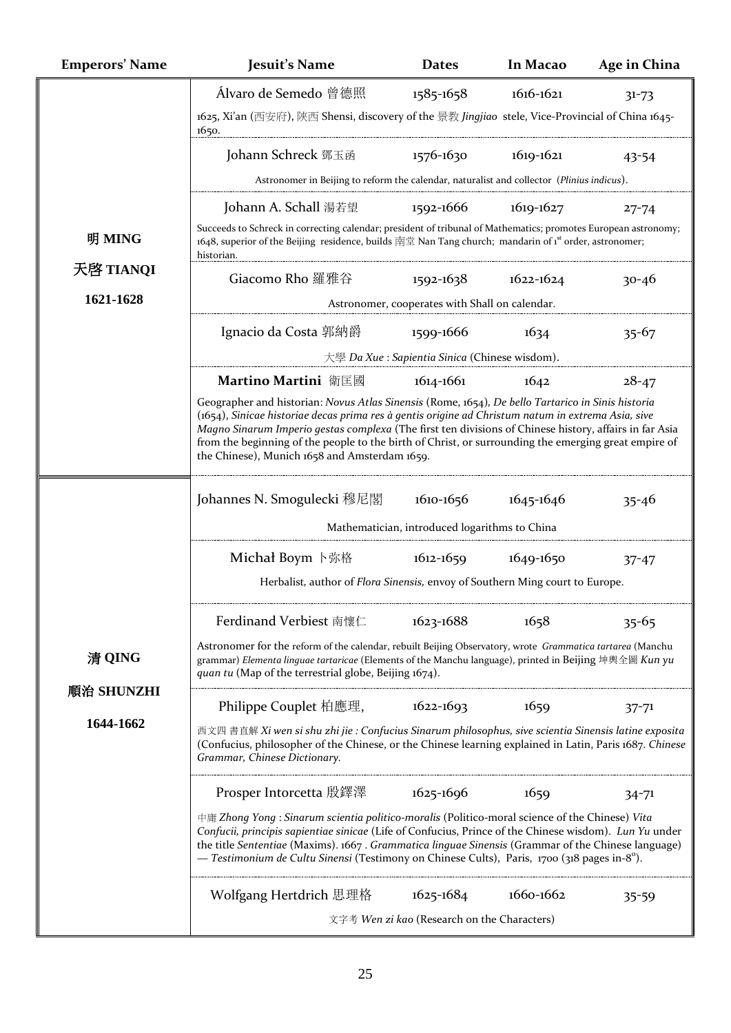| Emperors' Name | Jesuit's Name | Dates | In Macao | Age in China |
|---|---|---|---|---|
| 明 MING 天啓 TIANQI 1621-1628 | Álvaro de Semedo 曾德照 | 1585-1658 | 1616-1621 | 31-73 |
| | 1625, Xi'an (西安府), 陝西 Shensi, discovery of the 景教 *Jingjiao* stele, Vice-Provincial of China 1645-1650. | | | |
| | Johann Schreck 鄧玉函 | 1576-1630 | 1619-1621 | 43-54 |
| | Astronomer in Beijing to reform the calendar, naturalist and collector (*Plinius indicus*). | | | |
| | Johann A. Schall 湯若望 | 1592-1666 | 1619-1627 | 27-74 |
| | Succeeds to Schreck in correcting calendar; president of tribunal of Mathematics; promotes European astronomy; 1648, superior of the Beijing residence, builds 南堂 Nan Tang church; mandarin of 1st order, astronomer; historian. | | | |
| | Giacomo Rho 羅雅谷 | 1592-1638 | 1622-1624 | 30-46 |
| | Astronomer, cooperates with Shall on calendar. | | | |
| | Ignacio da Costa 郭納爵 | 1599-1666 | 1634 | 35-67 |
| | 大學 *Da Xue* : *Sapientia Sinica* (Chinese wisdom). | | | |
| | **Martino Martini** 衛匡國 | 1614-1661 | 1642 | 28-47 |
| | Geographer and historian: *Novus Atlas Sinensis* (Rome, 1654), *De bello Tartarico in Sinis historia* (1654), *Sinicae historiae decas prima res à gentis origine ad Christum natum in extrema Asia, sive Magno Sinarum Imperio gestas complexa* (The first ten divisions of Chinese history, affairs in far Asia from the beginning of the people to the birth of Christ, or surrounding the emerging great empire of the Chinese), Munich 1658 and Amsterdam 1659. | | | |
| 清 QING 順治 SHUNZHI 1644-1662 | Johannes N. Smogulecki 穆尼閣 | 1610-1656 | 1645-1646 | 35-46 |
| | Mathematician, introduced logarithms to China | | | |
| | Michał Boym 卜弥格 | 1612-1659 | 1649-1650 | 37-47 |
| | Herbalist, author of *Flora Sinensis,* envoy of Southern Ming court to Europe. | | | |
| | Ferdinand Verbiest 南懷仁 | 1623-1688 | 1658 | 35-65 |
| | Astronomer for the reform of the calendar, rebuilt Beijing Observatory, wrote *Grammatica tartarea* (Manchu grammar) *Elementa linguae tartaricae* (Elements of the Manchu language), printed in Beijing 坤輿全圖 *Kun yu quan tu* (Map of the terrestrial globe, Beijing 1674). | | | |
| | Philippe Couplet 柏應理, | 1622-1693 | 1659 | 37-71 |
| | 西文四 書直解 *Xi wen si shu zhi jie : Confucius Sinarum philosophus, sive scientia Sinensis latine exposita* (Confucius, philosopher of the Chinese, or the Chinese learning explained in Latin, Paris 1687. *Chinese Grammar, Chinese Dictionary.* | | | |
| | Prosper Intorcetta 殷鐸澤 | 1625-1696 | 1659 | 34-71 |
| | 中庸 *Zhong Yong* : *Sinarum scientia politico-moralis* (Politico-moral science of the Chinese) *Vita Confucii, principis sapientiae sinicae* (Life of Confucius, Prince of the Chinese wisdom). *Lun Yu* under the title *Sententiae* (Maxims). 1667 . *Grammatica linguae Sinensis* (Grammar of the Chinese language) — *Testimonium de Cultu Sinensi* (Testimony on Chinese Cults), Paris, 1700 (318 pages in-8°). | | | |
| | Wolfgang Hertdrich 思理格 | 1625-1684 | 1660-1662 | 35-59 |
| | 文字考 *Wen zi kao* (Research on the Characters) | | | |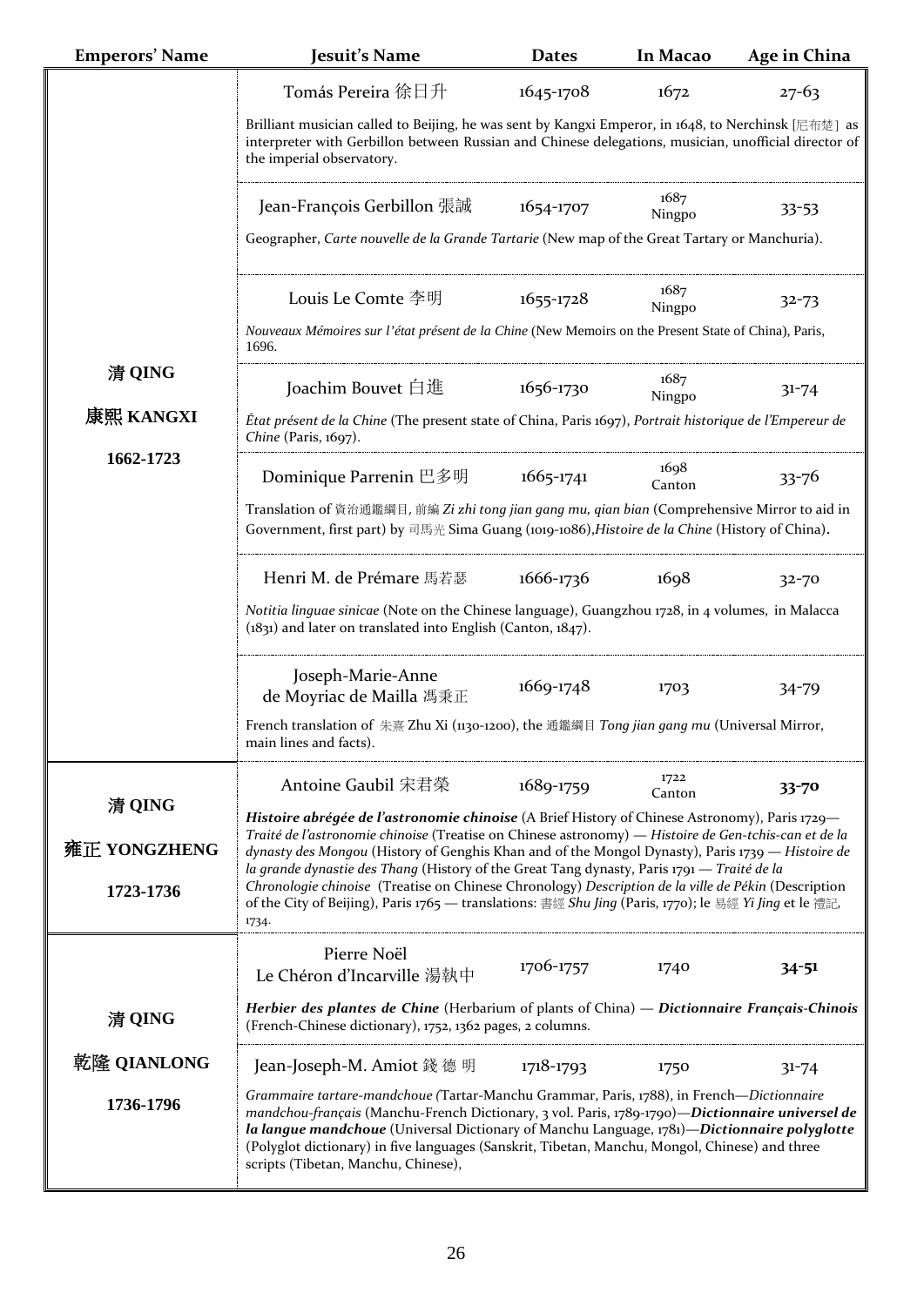| Emperors' Name | Jesuit's Name | Dates | In Macao | Age in China |
|---|---|---|---|---|
| 清 QING 康熙 KANGXI 1662-1723 | Tomás Pereira 徐日升 | 1645-1708 | 1672 | 27-63 |
| | Brilliant musician called to Beijing, he was sent by Kangxi Emperor, in 1648, to Nerchinsk [尼布楚] as interpreter with Gerbillon between Russian and Chinese delegations, musician, unofficial director of the imperial observatory. | | | |
| | Jean-François Gerbillon 張誠 | 1654-1707 | 1687 Ningpo | 33-53 |
| | Geographer, *Carte nouvelle de la Grande Tartarie* (New map of the Great Tartary or Manchuria). | | | |
| | Louis Le Comte 李明 | 1655-1728 | 1687 Ningpo | 32-73 |
| | *Nouveaux Mémoires sur l'état présent de la Chine* (New Memoirs on the Present State of China), Paris, 1696. | | | |
| | Joachim Bouvet 白進 | 1656-1730 | 1687 Ningpo | 31-74 |
| | *État présent de la Chine* (The present state of China, Paris 1697), *Portrait historique de l'Empereur de Chine* (Paris, 1697). | | | |
| | Dominique Parrenin 巴多明 | 1665-1741 | 1698 Canton | 33-76 |
| | Translation of 資治通鑑綱目, 前編 *Zi zhi tong jian gang mu, qian bian* (Comprehensive Mirror to aid in Government, first part) by 司馬光 Sima Guang (1019-1086), *Histoire de la Chine* (History of China). | | | |
| | Henri M. de Prémare 馬若瑟 | 1666-1736 | 1698 | 32-70 |
| | *Notitia linguae sinicae* (Note on the Chinese language), Guangzhou 1728, in 4 volumes, in Malacca (1831) and later on translated into English (Canton, 1847). | | | |
| | Joseph-Marie-Anne de Moyriac de Mailla 馮秉正 | 1669-1748 | 1703 | 34-79 |
| | French translation of 朱熹 Zhu Xi (1130-1200), the 通鑑綱目 *Tong jian gang mu* (Universal Mirror, main lines and facts). | | | |
| 清 QING 雍正 YONGZHENG 1723-1736 | Antoine Gaubil 宋君榮 | 1689-1759 | 1722 Canton | **33-70** |
| | ***Histoire abrégée de l'astronomie chinoise*** (A Brief History of Chinese Astronomy), Paris 1729— *Traité de l'astronomie chinoise* (Treatise on Chinese astronomy) — *Histoire de Gen-tchis-can et de la dynasty des Mongou* (History of Genghis Khan and of the Mongol Dynasty), Paris 1739 — *Histoire de la grande dynastie des Thang* (History of the Great Tang dynasty, Paris 1791 — *Traité de la Chronologie chinoise* (Treatise on Chinese Chronology) *Description de la ville de Pékin* (Description of the City of Beijing), Paris 1765 — translations: 書經 *Shu Jing* (Paris, 1770); le 易經 *Yi Jing* et le 禮記, 1734. | | | |
| 清 QING 乾隆 QIANLONG 1736-1796 | Pierre Noël Le Chéron d'Incarville 湯執中 | 1706-1757 | 1740 | **34-51** |
| | ***Herbier des plantes de Chine*** (Herbarium of plants of China) — ***Dictionnaire Français-Chinois*** (French-Chinese dictionary), 1752, 1362 pages, 2 columns. | | | |
| | Jean-Joseph-M. Amiot 錢 德 明 | 1718-1793 | 1750 | 31-74 |
| | *Grammaire tartare-mandchoue (*Tartar-Manchu Grammar, Paris, 1788), in French—*Dictionnaire mandchou-français* (Manchu-French Dictionary, 3 vol. Paris, 1789-1790)—***Dictionnaire universel de la langue mandchoue*** (Universal Dictionary of Manchu Language, 1781)—***Dictionnaire polyglotte*** (Polyglot dictionary) in five languages (Sanskrit, Tibetan, Manchu, Mongol, Chinese) and three scripts (Tibetan, Manchu, Chinese), | | | |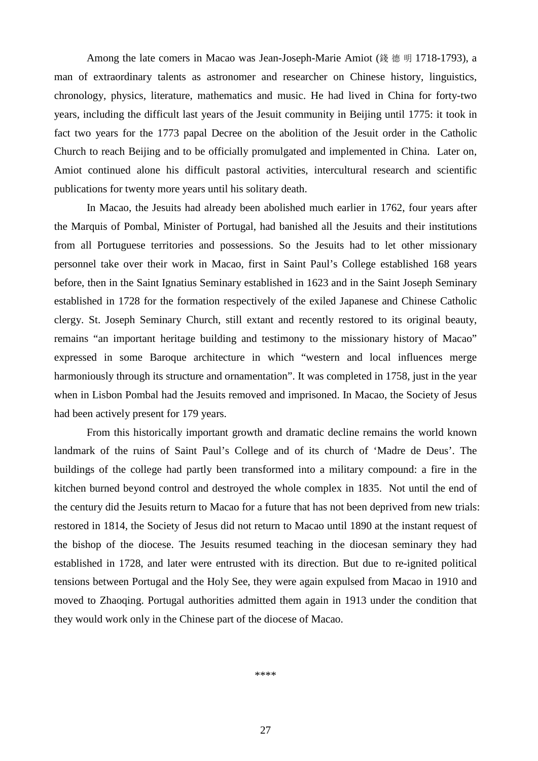Among the late comers in Macao was Jean-Joseph-Marie Amiot (錢德明 1718-1793), a man of extraordinary talents as astronomer and researcher on Chinese history, linguistics, chronology, physics, literature, mathematics and music. He had lived in China for forty-two years, including the difficult last years of the Jesuit community in Beijing until 1775: it took in fact two years for the 1773 papal Decree on the abolition of the Jesuit order in the Catholic Church to reach Beijing and to be officially promulgated and implemented in China. Later on, Amiot continued alone his difficult pastoral activities, intercultural research and scientific publications for twenty more years until his solitary death.

In Macao, the Jesuits had already been abolished much earlier in 1762, four years after the Marquis of Pombal, Minister of Portugal, had banished all the Jesuits and their institutions from all Portuguese territories and possessions. So the Jesuits had to let other missionary personnel take over their work in Macao, first in Saint Paul's College established 168 years before, then in the Saint Ignatius Seminary established in 1623 and in the Saint Joseph Seminary established in 1728 for the formation respectively of the exiled Japanese and Chinese Catholic clergy. St. Joseph Seminary Church, still extant and recently restored to its original beauty, remains "an important heritage building and testimony to the missionary history of Macao" expressed in some Baroque architecture in which "western and local influences merge harmoniously through its structure and ornamentation". It was completed in 1758, just in the year when in Lisbon Pombal had the Jesuits removed and imprisoned. In Macao, the Society of Jesus had been actively present for 179 years.

From this historically important growth and dramatic decline remains the world known landmark of the ruins of Saint Paul's College and of its church of 'Madre de Deus'. The buildings of the college had partly been transformed into a military compound: a fire in the kitchen burned beyond control and destroyed the whole complex in 1835. Not until the end of the century did the Jesuits return to Macao for a future that has not been deprived from new trials: restored in 1814, the Society of Jesus did not return to Macao until 1890 at the instant request of the bishop of the diocese. The Jesuits resumed teaching in the diocesan seminary they had established in 1728, and later were entrusted with its direction. But due to re-ignited political tensions between Portugal and the Holy See, they were again expulsed from Macao in 1910 and moved to Zhaoqing. Portugal authorities admitted them again in 1913 under the condition that they would work only in the Chinese part of the diocese of Macao.

\*\*\*\*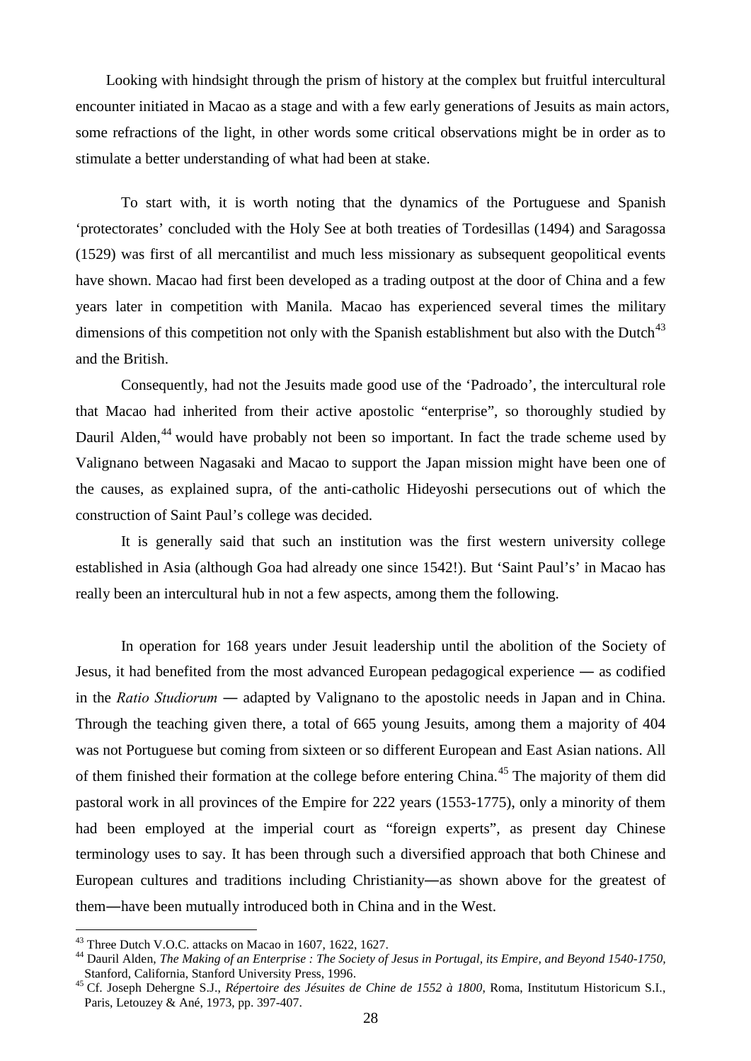Looking with hindsight through the prism of history at the complex but fruitful intercultural encounter initiated in Macao as a stage and with a few early generations of Jesuits as main actors, some refractions of the light, in other words some critical observations might be in order as to stimulate a better understanding of what had been at stake.

To start with, it is worth noting that the dynamics of the Portuguese and Spanish 'protectorates' concluded with the Holy See at both treaties of Tordesillas (1494) and Saragossa (1529) was first of all mercantilist and much less missionary as subsequent geopolitical events have shown. Macao had first been developed as a trading outpost at the door of China and a few years later in competition with Manila. Macao has experienced several times the military dimensions of this competition not only with the Spanish establishment but also with the Dutch[43] and the British.

Consequently, had not the Jesuits made good use of the 'Padroado', the intercultural role that Macao had inherited from their active apostolic "enterprise", so thoroughly studied by Dauril Alden,[44] would have probably not been so important. In fact the trade scheme used by Valignano between Nagasaki and Macao to support the Japan mission might have been one of the causes, as explained supra, of the anti-catholic Hideyoshi persecutions out of which the construction of Saint Paul's college was decided.

It is generally said that such an institution was the first western university college established in Asia (although Goa had already one since 1542!). But 'Saint Paul's' in Macao has really been an intercultural hub in not a few aspects, among them the following.

In operation for 168 years under Jesuit leadership until the abolition of the Society of Jesus, it had benefited from the most advanced European pedagogical experience ― as codified in the *Ratio Studiorum* ― adapted by Valignano to the apostolic needs in Japan and in China. Through the teaching given there, a total of 665 young Jesuits, among them a majority of 404 was not Portuguese but coming from sixteen or so different European and East Asian nations. All of them finished their formation at the college before entering China.[45] The majority of them did pastoral work in all provinces of the Empire for 222 years (1553-1775), only a minority of them had been employed at the imperial court as "foreign experts", as present day Chinese terminology uses to say. It has been through such a diversified approach that both Chinese and European cultures and traditions including Christianity―as shown above for the greatest of them―have been mutually introduced both in China and in the West.

---

[43] Three Dutch V.O.C. attacks on Macao in 1607, 1622, 1627.

[44] Dauril Alden, *The Making of an Enterprise : The Society of Jesus in Portugal, its Empire, and Beyond 1540-1750*, Stanford, California, Stanford University Press, 1996.

[45] Cf. Joseph Dehergne S.J., *Répertoire des Jésuites de Chine de 1552 à 1800*, Roma, Institutum Historicum S.I., Paris, Letouzey & Ané, 1973, pp. 397-407.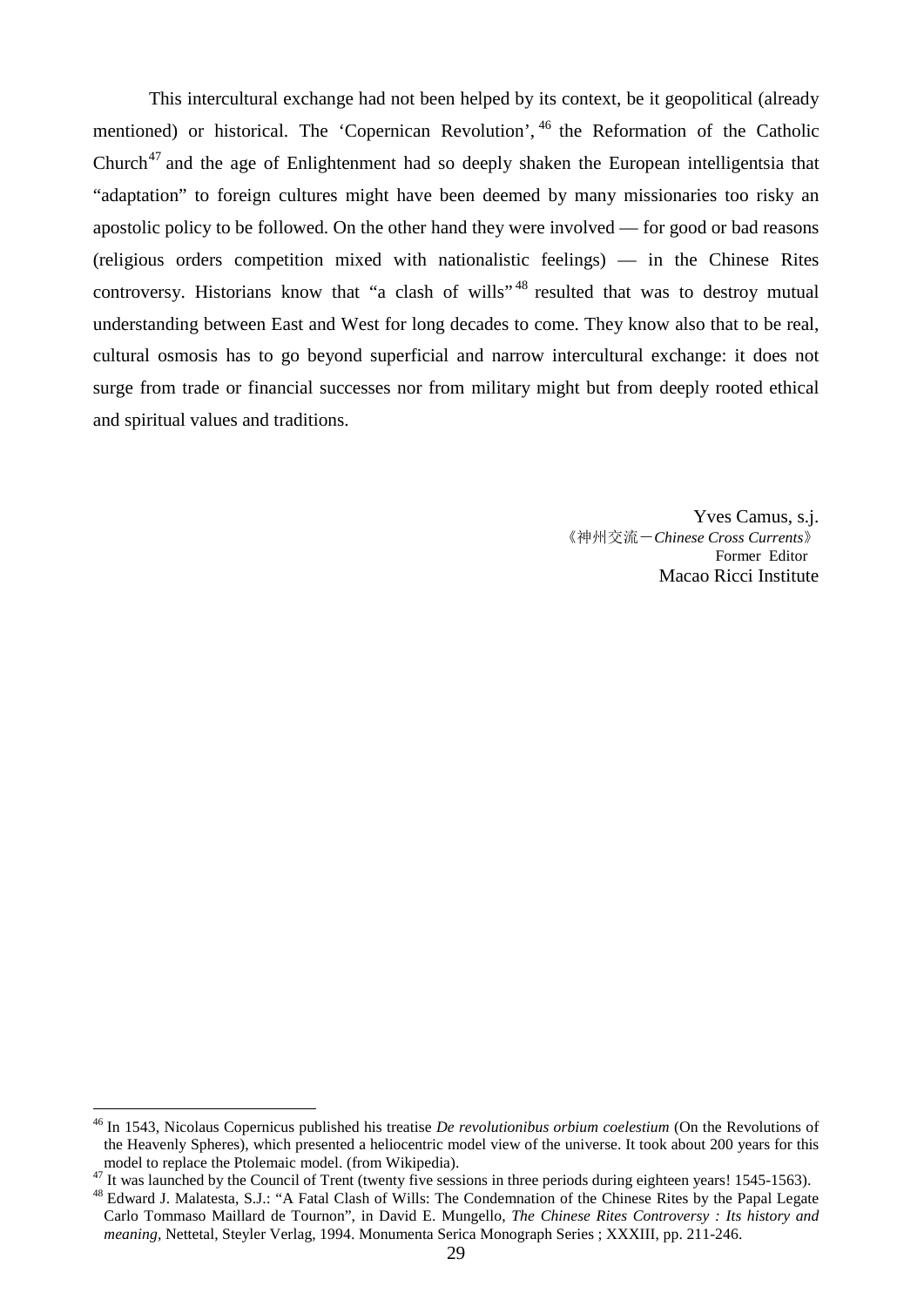This intercultural exchange had not been helped by its context, be it geopolitical (already mentioned) or historical. The 'Copernican Revolution',[46] the Reformation of the Catholic Church[47] and the age of Enlightenment had so deeply shaken the European intelligentsia that "adaptation" to foreign cultures might have been deemed by many missionaries too risky an apostolic policy to be followed. On the other hand they were involved — for good or bad reasons (religious orders competition mixed with nationalistic feelings) — in the Chinese Rites controversy. Historians know that "a clash of wills"[48] resulted that was to destroy mutual understanding between East and West for long decades to come. They know also that to be real, cultural osmosis has to go beyond superficial and narrow intercultural exchange: it does not surge from trade or financial successes nor from military might but from deeply rooted ethical and spiritual values and traditions.

Yves Camus, s.j.
《神州交流－*Chinese Cross Currents*》
Former Editor
Macao Ricci Institute

---

[46] In 1543, Nicolaus Copernicus published his treatise *De revolutionibus orbium coelestium* (On the Revolutions of the Heavenly Spheres), which presented a heliocentric model view of the universe. It took about 200 years for this model to replace the Ptolemaic model. (from Wikipedia).

[47] It was launched by the Council of Trent (twenty five sessions in three periods during eighteen years! 1545-1563).

[48] Edward J. Malatesta, S.J.: "A Fatal Clash of Wills: The Condemnation of the Chinese Rites by the Papal Legate Carlo Tommaso Maillard de Tournon", in David E. Mungello, *The Chinese Rites Controversy : Its history and meaning*, Nettetal, Steyler Verlag, 1994. Monumenta Serica Monograph Series ; XXXIII, pp. 211-246.